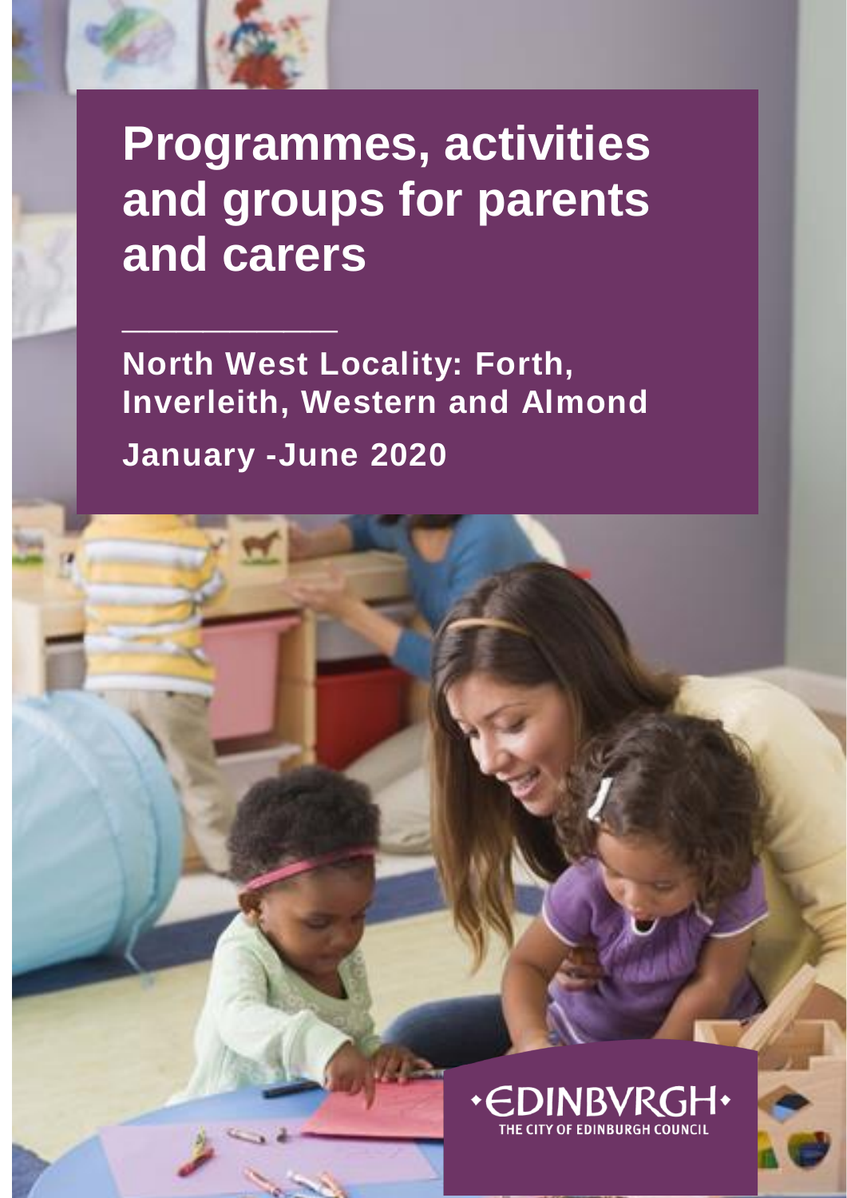# Programmes, activities and groups for parents and carers

## North West Locality: Forth, Inverleith, Western and Almond

**January -June 2020**

·EDINBVRGH·
THE CITY OF EDINBURGH COUNCIL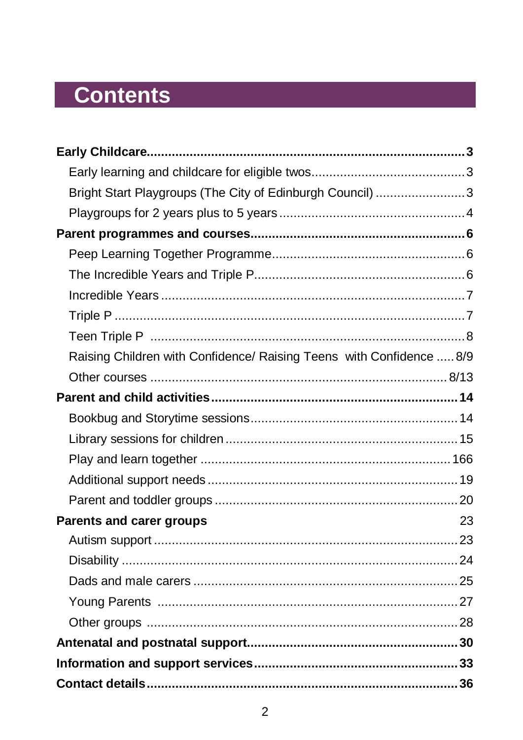# Contents

**Early Childcare** ........................................ **3**
- Early learning and childcare for eligible twos ........................................ 3
- Bright Start Playgroups (The City of Edinburgh Council) ........................................ 3
- Playgroups for 2 years plus to 5 years ........................................ 4

**Parent programmes and courses** ........................................ **6**
- Peep Learning Together Programme ........................................ 6
- The Incredible Years and Triple P ........................................ 6
- Incredible Years ........................................ 7
- Triple P ........................................ 7
- Teen Triple P ........................................ 8
- Raising Children with Confidence/ Raising Teens with Confidence ..... 8/9
- Other courses ........................................ 8/13

**Parent and child activities** ........................................ **14**
- Bookbug and Storytime sessions ........................................ 14
- Library sessions for children ........................................ 15
- Play and learn together ........................................ 166
- Additional support needs ........................................ 19
- Parent and toddler groups ........................................ 20

**Parents and carer groups** 23
- Autism support ........................................ 23
- Disability ........................................ 24
- Dads and male carers ........................................ 25
- Young Parents ........................................ 27
- Other groups ........................................ 28

**Antenatal and postnatal support** ........................................ **30**

**Information and support services** ........................................ **33**

**Contact details** ........................................ **36**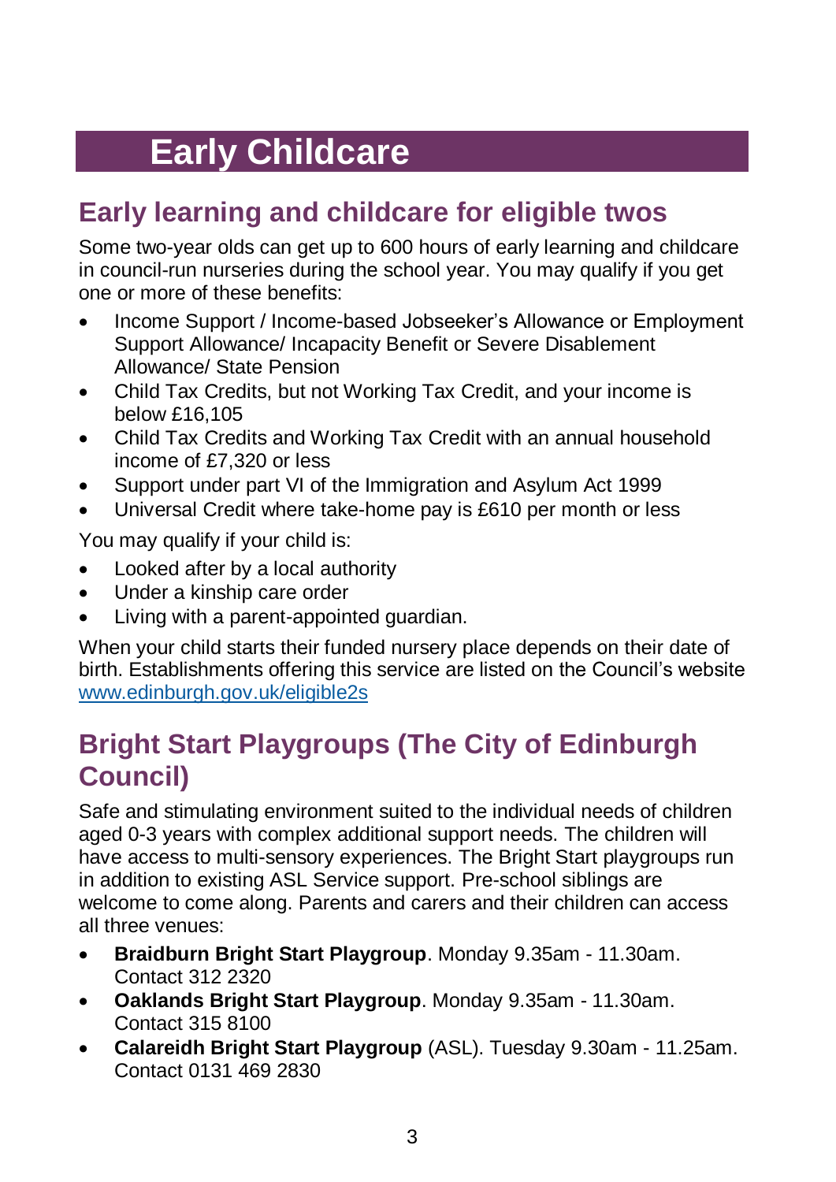# Early Childcare

## Early learning and childcare for eligible twos

Some two-year olds can get up to 600 hours of early learning and childcare in council-run nurseries during the school year. You may qualify if you get one or more of these benefits:

- Income Support / Income-based Jobseeker's Allowance or Employment Support Allowance/ Incapacity Benefit or Severe Disablement Allowance/ State Pension
- Child Tax Credits, but not Working Tax Credit, and your income is below £16,105
- Child Tax Credits and Working Tax Credit with an annual household income of £7,320 or less
- Support under part VI of the Immigration and Asylum Act 1999
- Universal Credit where take-home pay is £610 per month or less

You may qualify if your child is:

- Looked after by a local authority
- Under a kinship care order
- Living with a parent-appointed guardian.

When your child starts their funded nursery place depends on their date of birth. Establishments offering this service are listed on the Council's website [www.edinburgh.gov.uk/eligible2s](http://www.edinburgh.gov.uk/eligible2s)

## Bright Start Playgroups (The City of Edinburgh Council)

Safe and stimulating environment suited to the individual needs of children aged 0-3 years with complex additional support needs. The children will have access to multi-sensory experiences. The Bright Start playgroups run in addition to existing ASL Service support. Pre-school siblings are welcome to come along. Parents and carers and their children can access all three venues:

- **Braidburn Bright Start Playgroup**. Monday 9.35am - 11.30am. Contact 312 2320
- **Oaklands Bright Start Playgroup**. Monday 9.35am - 11.30am. Contact 315 8100
- **Calareidh Bright Start Playgroup** (ASL). Tuesday 9.30am - 11.25am. Contact 0131 469 2830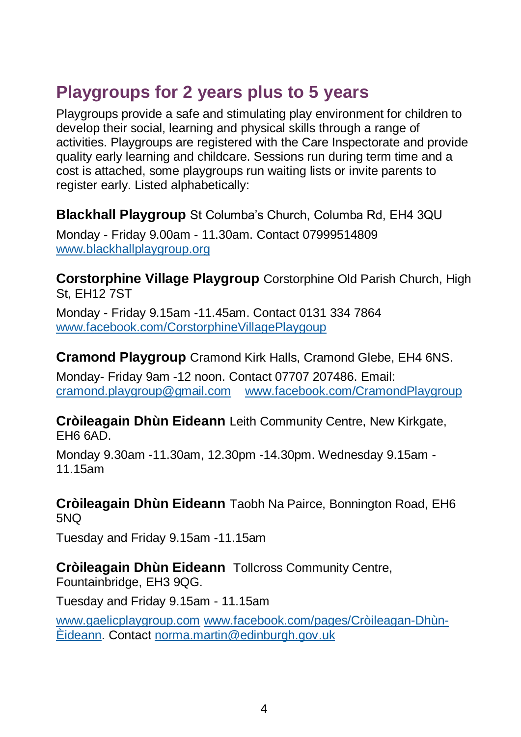## Playgroups for 2 years plus to 5 years

Playgroups provide a safe and stimulating play environment for children to develop their social, learning and physical skills through a range of activities. Playgroups are registered with the Care Inspectorate and provide quality early learning and childcare. Sessions run during term time and a cost is attached, some playgroups run waiting lists or invite parents to register early. Listed alphabetically:

**Blackhall Playgroup** St Columba's Church, Columba Rd, EH4 3QU

Monday - Friday 9.00am - 11.30am. Contact 07999514809
www.blackhallplaygroup.org

**Corstorphine Village Playgroup** Corstorphine Old Parish Church, High St, EH12 7ST

Monday - Friday 9.15am -11.45am. Contact 0131 334 7864
www.facebook.com/CorstorphineVillagePlaygoup

**Cramond Playgroup** Cramond Kirk Halls, Cramond Glebe, EH4 6NS.

Monday- Friday 9am -12 noon. Contact 07707 207486. Email:
cramond.playgroup@gmail.com www.facebook.com/CramondPlaygroup

**Cròileagain Dhùn Eideann** Leith Community Centre, New Kirkgate, EH6 6AD.

Monday 9.30am -11.30am, 12.30pm -14.30pm. Wednesday 9.15am - 11.15am

**Cròileagain Dhùn Eideann** Taobh Na Pairce, Bonnington Road, EH6 5NQ

Tuesday and Friday 9.15am -11.15am

**Cròileagain Dhùn Eideann** Tollcross Community Centre, Fountainbridge, EH3 9QG.

Tuesday and Friday 9.15am - 11.15am

www.gaelicplaygroup.com www.facebook.com/pages/Cròileagan-Dhùn-Èideann. Contact norma.martin@edinburgh.gov.uk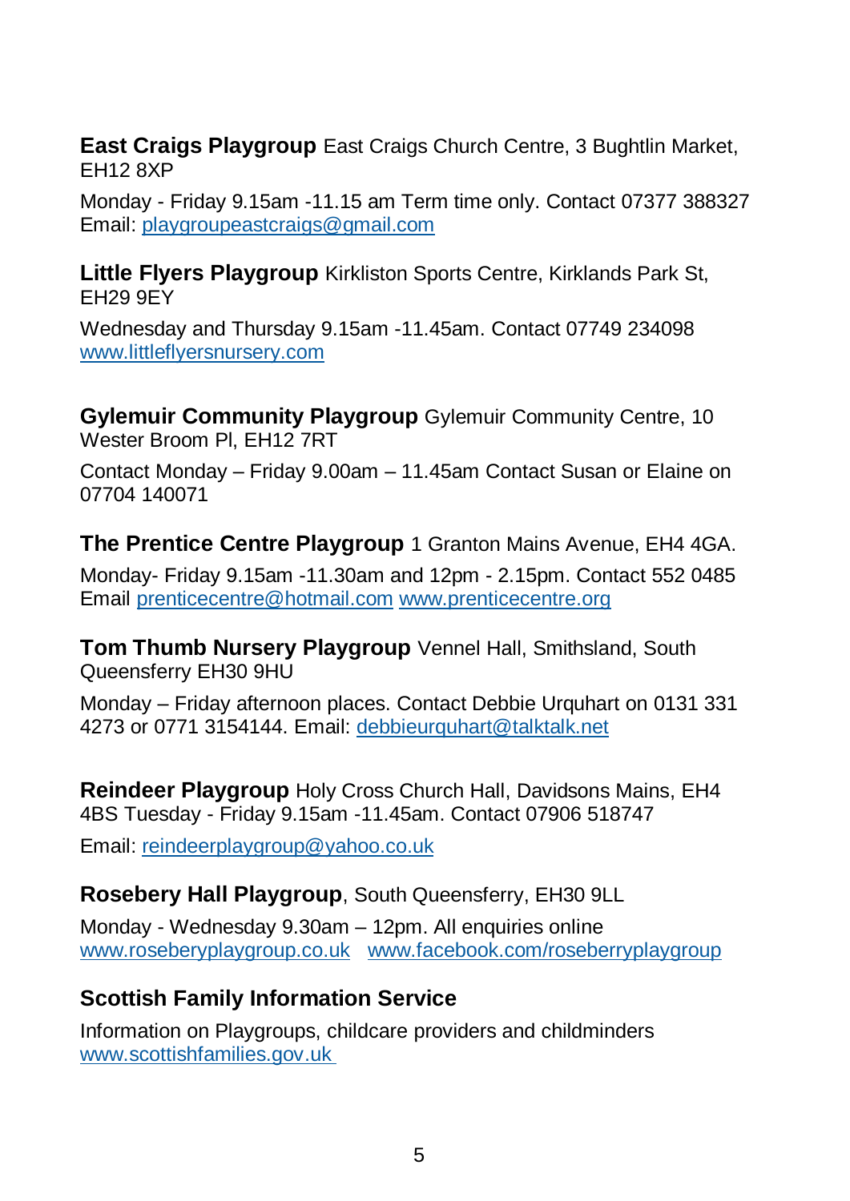**East Craigs Playgroup** East Craigs Church Centre, 3 Bughtlin Market, EH12 8XP

Monday - Friday 9.15am -11.15 am Term time only. Contact 07377 388327 Email: playgroupeastcraigs@gmail.com

**Little Flyers Playgroup** Kirkliston Sports Centre, Kirklands Park St, EH29 9EY

Wednesday and Thursday 9.15am -11.45am. Contact 07749 234098 www.littleflyersnursery.com

**Gylemuir Community Playgroup** Gylemuir Community Centre, 10 Wester Broom Pl, EH12 7RT

Contact Monday – Friday 9.00am – 11.45am Contact Susan or Elaine on 07704 140071

**The Prentice Centre Playgroup** 1 Granton Mains Avenue, EH4 4GA.

Monday- Friday 9.15am -11.30am and 12pm - 2.15pm. Contact 552 0485 Email prenticecentre@hotmail.com www.prenticecentre.org

**Tom Thumb Nursery Playgroup** Vennel Hall, Smithsland, South Queensferry EH30 9HU

Monday – Friday afternoon places. Contact Debbie Urquhart on 0131 331 4273 or 0771 3154144. Email: debbieurquhart@talktalk.net

**Reindeer Playgroup** Holy Cross Church Hall, Davidsons Mains, EH4 4BS Tuesday - Friday 9.15am -11.45am. Contact 07906 518747

Email: reindeerplaygroup@yahoo.co.uk

**Rosebery Hall Playgroup**, South Queensferry, EH30 9LL

Monday - Wednesday 9.30am – 12pm. All enquiries online www.roseberyplaygroup.co.uk www.facebook.com/roseberryplaygroup

**Scottish Family Information Service**

Information on Playgroups, childcare providers and childminders www.scottishfamilies.gov.uk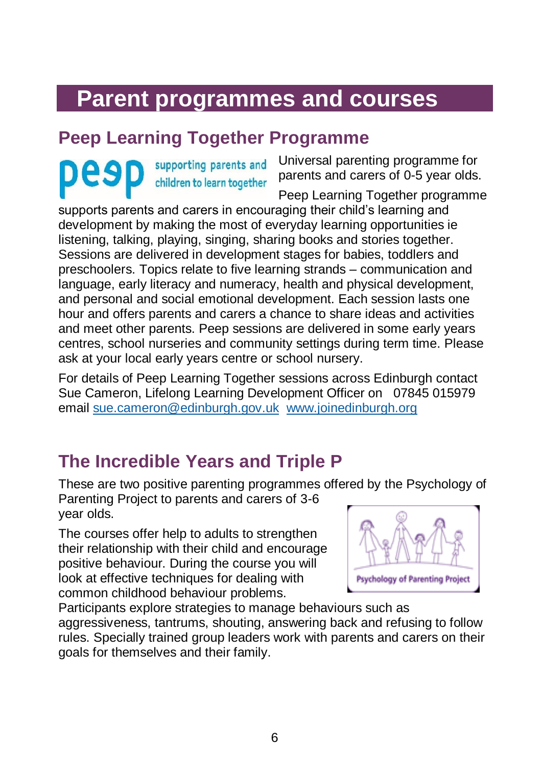# Parent programmes and courses

## Peep Learning Together Programme

Universal parenting programme for parents and carers of 0-5 year olds.

Peep Learning Together programme supports parents and carers in encouraging their child's learning and development by making the most of everyday learning opportunities ie listening, talking, playing, singing, sharing books and stories together. Sessions are delivered in development stages for babies, toddlers and preschoolers. Topics relate to five learning strands – communication and language, early literacy and numeracy, health and physical development, and personal and social emotional development. Each session lasts one hour and offers parents and carers a chance to share ideas and activities and meet other parents. Peep sessions are delivered in some early years centres, school nurseries and community settings during term time. Please ask at your local early years centre or school nursery.

For details of Peep Learning Together sessions across Edinburgh contact Sue Cameron, Lifelong Learning Development Officer on 07845 015979 email sue.cameron@edinburgh.gov.uk www.joinedinburgh.org

## The Incredible Years and Triple P

These are two positive parenting programmes offered by the Psychology of Parenting Project to parents and carers of 3-6 year olds.

The courses offer help to adults to strengthen their relationship with their child and encourage positive behaviour. During the course you will look at effective techniques for dealing with common childhood behaviour problems. Participants explore strategies to manage behaviours such as aggressiveness, tantrums, shouting, answering back and refusing to follow rules. Specially trained group leaders work with parents and carers on their goals for themselves and their family.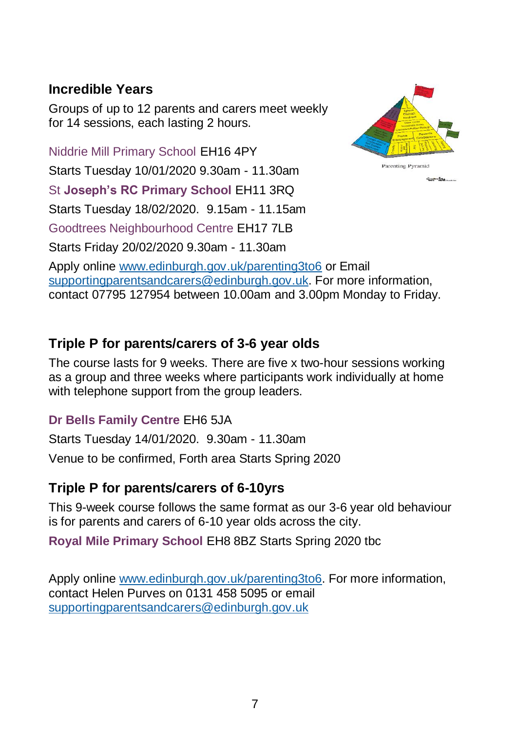## Incredible Years

Groups of up to 12 parents and carers meet weekly for 14 sessions, each lasting 2 hours.

Niddrie Mill Primary School EH16 4PY

Starts Tuesday 10/01/2020 9.30am - 11.30am

St **Joseph's RC Primary School** EH11 3RQ

Starts Tuesday 18/02/2020. 9.15am - 11.15am

Goodtrees Neighbourhood Centre EH17 7LB

Starts Friday 20/02/2020 9.30am - 11.30am

Apply online www.edinburgh.gov.uk/parenting3to6 or Email supportingparentsandcarers@edinburgh.gov.uk. For more information, contact 07795 127954 between 10.00am and 3.00pm Monday to Friday.

Parenting Pyramid

## Triple P for parents/carers of 3-6 year olds

The course lasts for 9 weeks. There are five x two-hour sessions working as a group and three weeks where participants work individually at home with telephone support from the group leaders.

**Dr Bells Family Centre** EH6 5JA

Starts Tuesday 14/01/2020. 9.30am - 11.30am

Venue to be confirmed, Forth area Starts Spring 2020

## Triple P for parents/carers of 6-10yrs

This 9-week course follows the same format as our 3-6 year old behaviour is for parents and carers of 6-10 year olds across the city.

**Royal Mile Primary School** EH8 8BZ Starts Spring 2020 tbc

Apply online www.edinburgh.gov.uk/parenting3to6. For more information, contact Helen Purves on 0131 458 5095 or email supportingparentsandcarers@edinburgh.gov.uk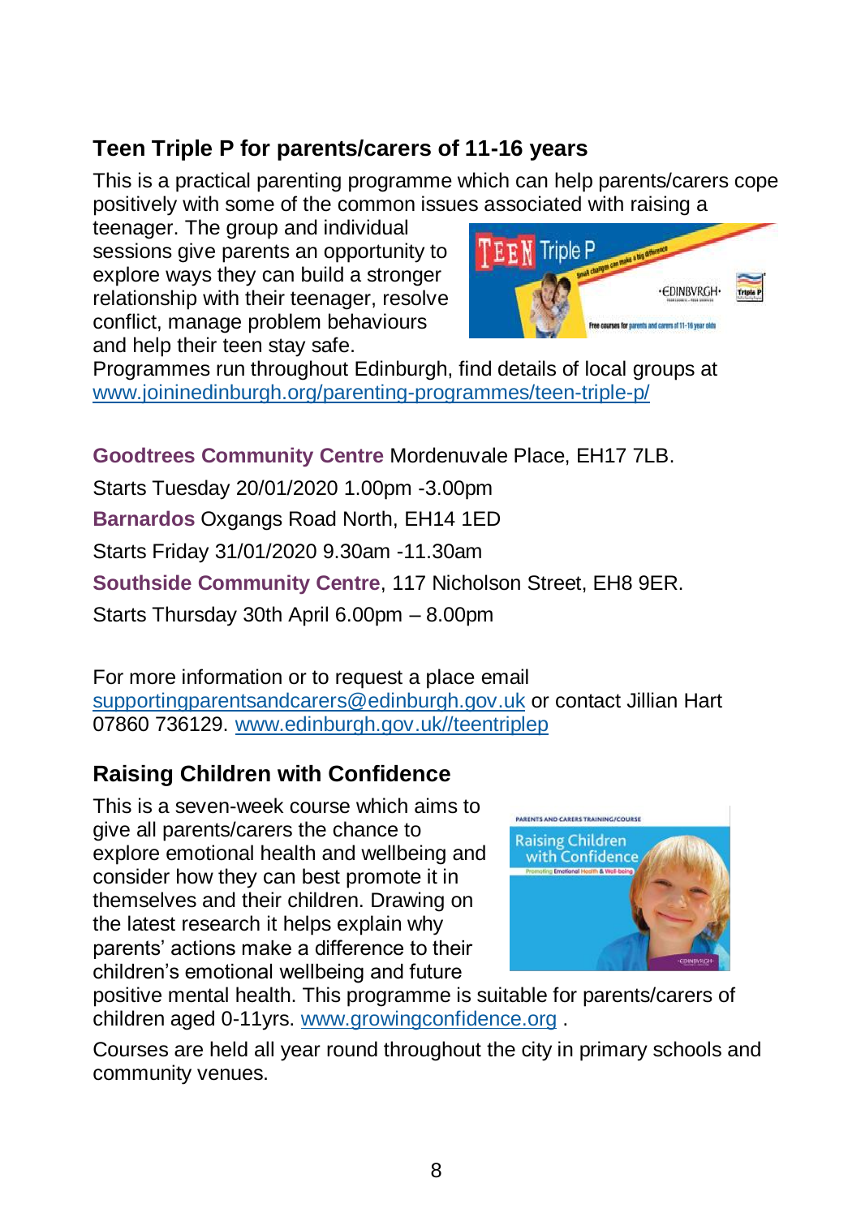## Teen Triple P for parents/carers of 11-16 years

This is a practical parenting programme which can help parents/carers cope positively with some of the common issues associated with raising a teenager. The group and individual sessions give parents an opportunity to explore ways they can build a stronger relationship with their teenager, resolve conflict, manage problem behaviours and help their teen stay safe.

Programmes run throughout Edinburgh, find details of local groups at www.joininedinburgh.org/parenting-programmes/teen-triple-p/

**Goodtrees Community Centre** Mordenuvale Place, EH17 7LB.

Starts Tuesday 20/01/2020 1.00pm -3.00pm

**Barnardos** Oxgangs Road North, EH14 1ED

Starts Friday 31/01/2020 9.30am -11.30am

**Southside Community Centre**, 117 Nicholson Street, EH8 9ER.

Starts Thursday 30th April 6.00pm – 8.00pm

For more information or to request a place email supportingparentsandcarers@edinburgh.gov.uk or contact Jillian Hart 07860 736129. www.edinburgh.gov.uk//teentriplep

## Raising Children with Confidence

This is a seven-week course which aims to give all parents/carers the chance to explore emotional health and wellbeing and consider how they can best promote it in themselves and their children. Drawing on the latest research it helps explain why parents' actions make a difference to their children's emotional wellbeing and future positive mental health. This programme is suitable for parents/carers of children aged 0-11yrs. www.growingconfidence.org .

Courses are held all year round throughout the city in primary schools and community venues.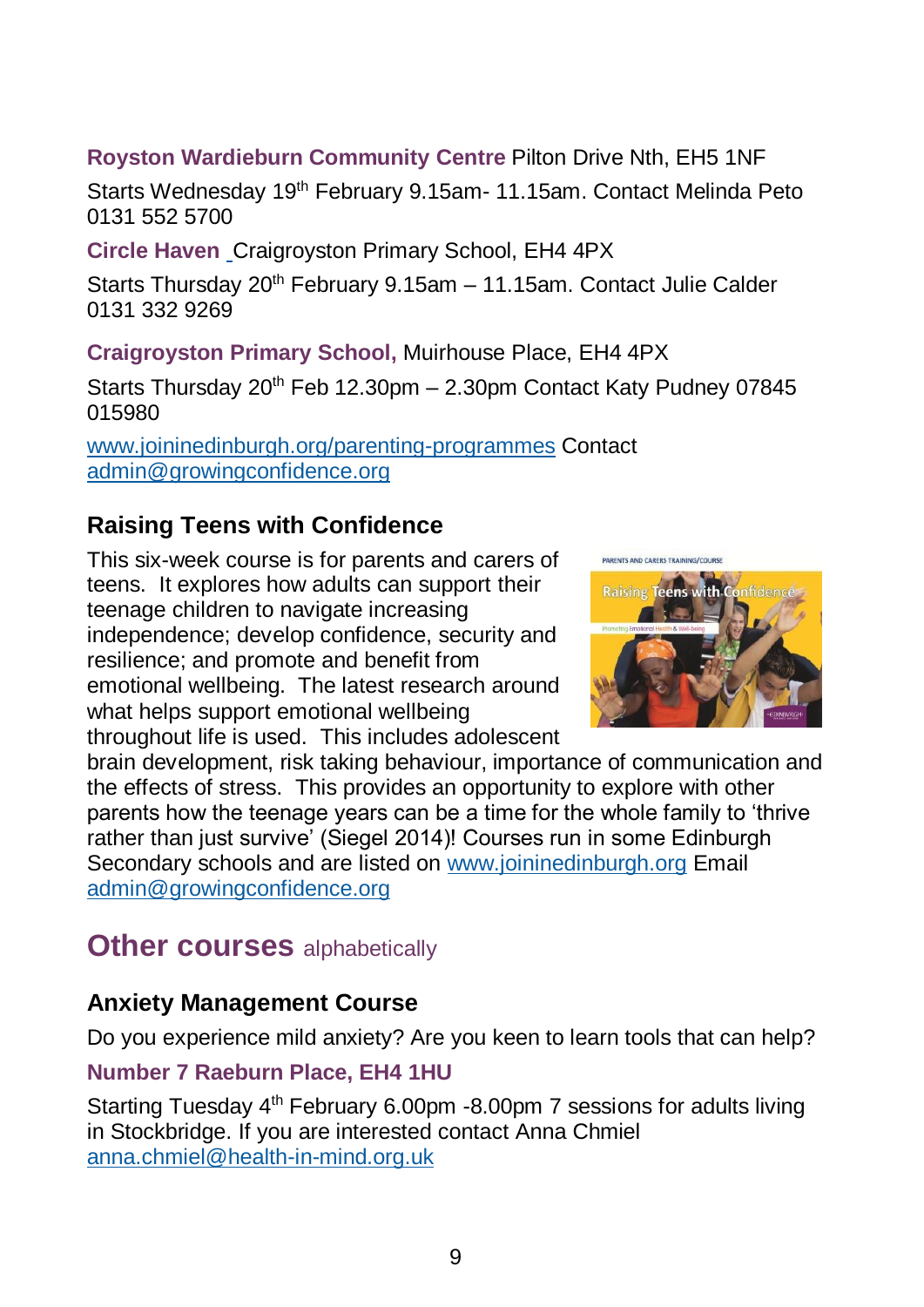**Royston Wardieburn Community Centre** Pilton Drive Nth, EH5 1NF

Starts Wednesday 19th February 9.15am- 11.15am. Contact Melinda Peto 0131 552 5700

**Circle Haven** Craigroyston Primary School, EH4 4PX

Starts Thursday 20th February 9.15am – 11.15am. Contact Julie Calder 0131 332 9269

**Craigroyston Primary School,** Muirhouse Place, EH4 4PX

Starts Thursday 20th Feb 12.30pm – 2.30pm Contact Katy Pudney 07845 015980

www.joininedinburgh.org/parenting-programmes Contact admin@growingconfidence.org

### Raising Teens with Confidence

This six-week course is for parents and carers of teens. It explores how adults can support their teenage children to navigate increasing independence; develop confidence, security and resilience; and promote and benefit from emotional wellbeing. The latest research around what helps support emotional wellbeing throughout life is used. This includes adolescent brain development, risk taking behaviour, importance of communication and the effects of stress. This provides an opportunity to explore with other parents how the teenage years can be a time for the whole family to 'thrive rather than just survive' (Siegel 2014)! Courses run in some Edinburgh Secondary schools and are listed on www.joininedinburgh.org Email admin@growingconfidence.org

## Other courses alphabetically

### Anxiety Management Course

Do you experience mild anxiety? Are you keen to learn tools that can help?

**Number 7 Raeburn Place, EH4 1HU**

Starting Tuesday 4th February 6.00pm -8.00pm 7 sessions for adults living in Stockbridge. If you are interested contact Anna Chmiel anna.chmiel@health-in-mind.org.uk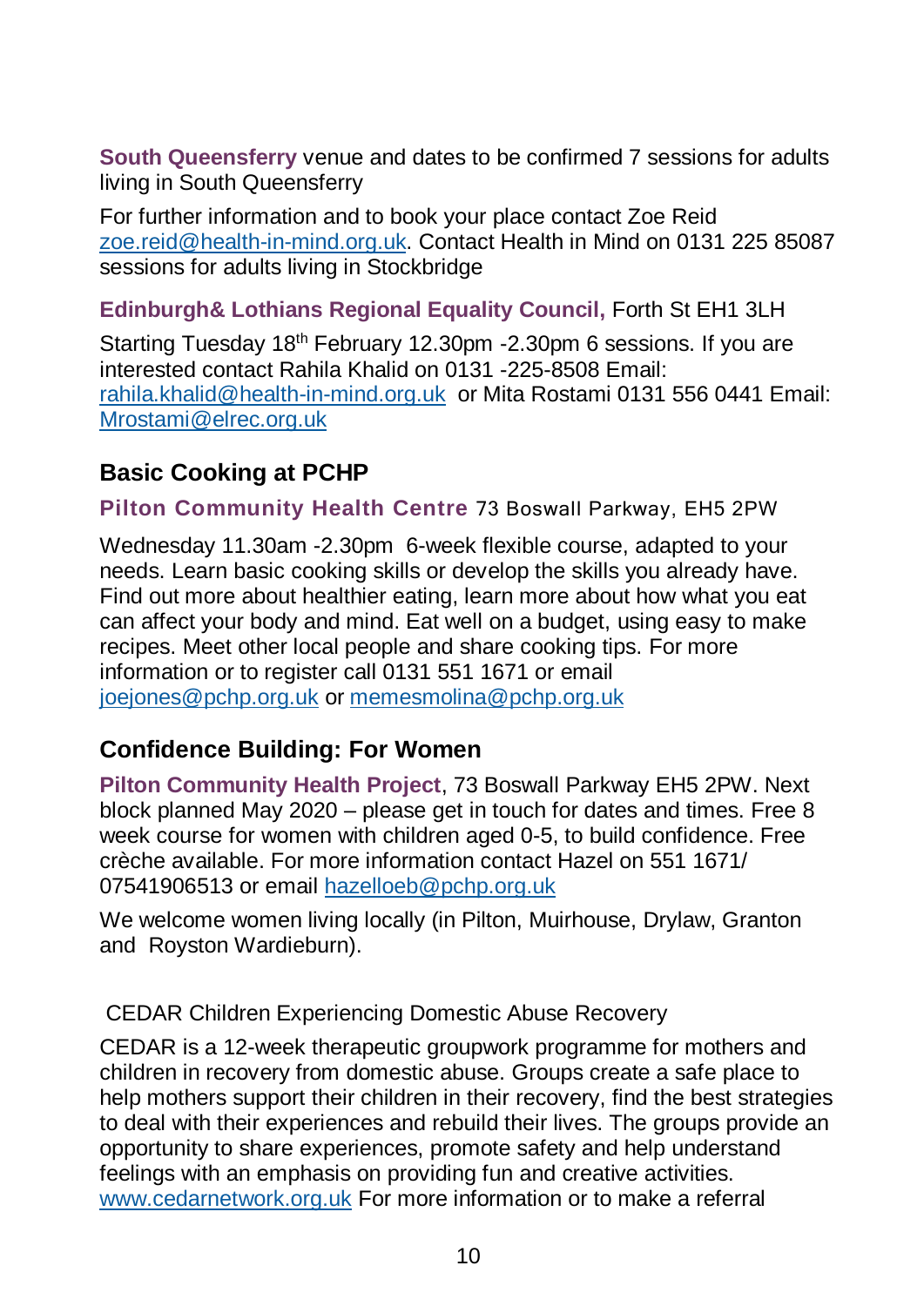**South Queensferry** venue and dates to be confirmed 7 sessions for adults living in South Queensferry

For further information and to book your place contact Zoe Reid zoe.reid@health-in-mind.org.uk. Contact Health in Mind on 0131 225 85087 sessions for adults living in Stockbridge

**Edinburgh& Lothians Regional Equality Council,** Forth St EH1 3LH

Starting Tuesday 18th February 12.30pm -2.30pm 6 sessions. If you are interested contact Rahila Khalid on 0131 -225-8508 Email: rahila.khalid@health-in-mind.org.uk or Mita Rostami 0131 556 0441 Email: Mrostami@elrec.org.uk

## Basic Cooking at PCHP

**Pilton Community Health Centre** 73 Boswall Parkway, EH5 2PW

Wednesday 11.30am -2.30pm 6-week flexible course, adapted to your needs. Learn basic cooking skills or develop the skills you already have. Find out more about healthier eating, learn more about how what you eat can affect your body and mind. Eat well on a budget, using easy to make recipes. Meet other local people and share cooking tips. For more information or to register call 0131 551 1671 or email joejones@pchp.org.uk or memesmolina@pchp.org.uk

## Confidence Building: For Women

**Pilton Community Health Project**, 73 Boswall Parkway EH5 2PW. Next block planned May 2020 – please get in touch for dates and times. Free 8 week course for women with children aged 0-5, to build confidence. Free crèche available. For more information contact Hazel on 551 1671/ 07541906513 or email hazelloeb@pchp.org.uk

We welcome women living locally (in Pilton, Muirhouse, Drylaw, Granton and Royston Wardieburn).

CEDAR Children Experiencing Domestic Abuse Recovery

CEDAR is a 12-week therapeutic groupwork programme for mothers and children in recovery from domestic abuse. Groups create a safe place to help mothers support their children in their recovery, find the best strategies to deal with their experiences and rebuild their lives. The groups provide an opportunity to share experiences, promote safety and help understand feelings with an emphasis on providing fun and creative activities. www.cedarnetwork.org.uk For more information or to make a referral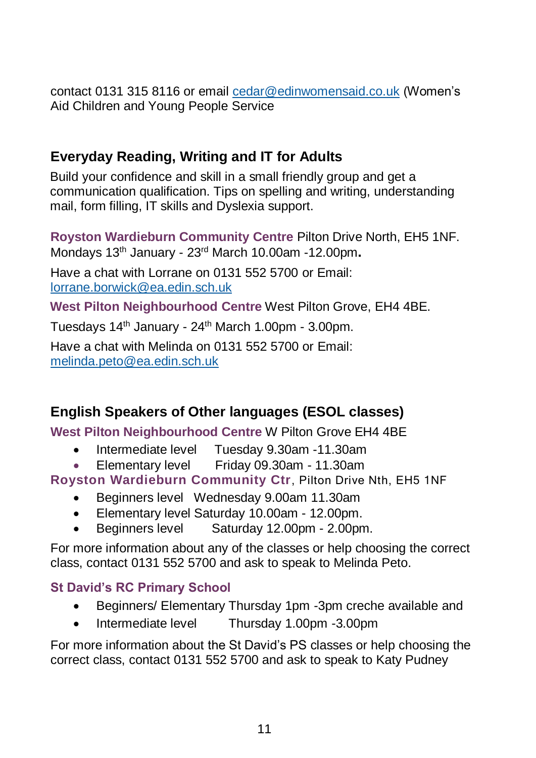contact 0131 315 8116 or email cedar@edinwomensaid.co.uk (Women's Aid Children and Young People Service

## Everyday Reading, Writing and IT for Adults

Build your confidence and skill in a small friendly group and get a communication qualification. Tips on spelling and writing, understanding mail, form filling, IT skills and Dyslexia support.

**Royston Wardieburn Community Centre** Pilton Drive North, EH5 1NF. Mondays 13th January - 23rd March 10.00am -12.00pm**.**

Have a chat with Lorrane on 0131 552 5700 or Email: lorrane.borwick@ea.edin.sch.uk

**West Pilton Neighbourhood Centre** West Pilton Grove, EH4 4BE.

Tuesdays 14th January - 24th March 1.00pm - 3.00pm.

Have a chat with Melinda on 0131 552 5700 or Email: melinda.peto@ea.edin.sch.uk

## English Speakers of Other languages (ESOL classes)

**West Pilton Neighbourhood Centre** W Pilton Grove EH4 4BE

- Intermediate level Tuesday 9.30am -11.30am
- Elementary level Friday 09.30am - 11.30am

**Royston Wardieburn Community Ctr**, Pilton Drive Nth, EH5 1NF

- Beginners level Wednesday 9.00am 11.30am
- Elementary level Saturday 10.00am - 12.00pm.
- Beginners level Saturday 12.00pm - 2.00pm.

For more information about any of the classes or help choosing the correct class, contact 0131 552 5700 and ask to speak to Melinda Peto.

**St David's RC Primary School**

- Beginners/ Elementary Thursday 1pm -3pm creche available and
- Intermediate level Thursday 1.00pm -3.00pm

For more information about the St David's PS classes or help choosing the correct class, contact 0131 552 5700 and ask to speak to Katy Pudney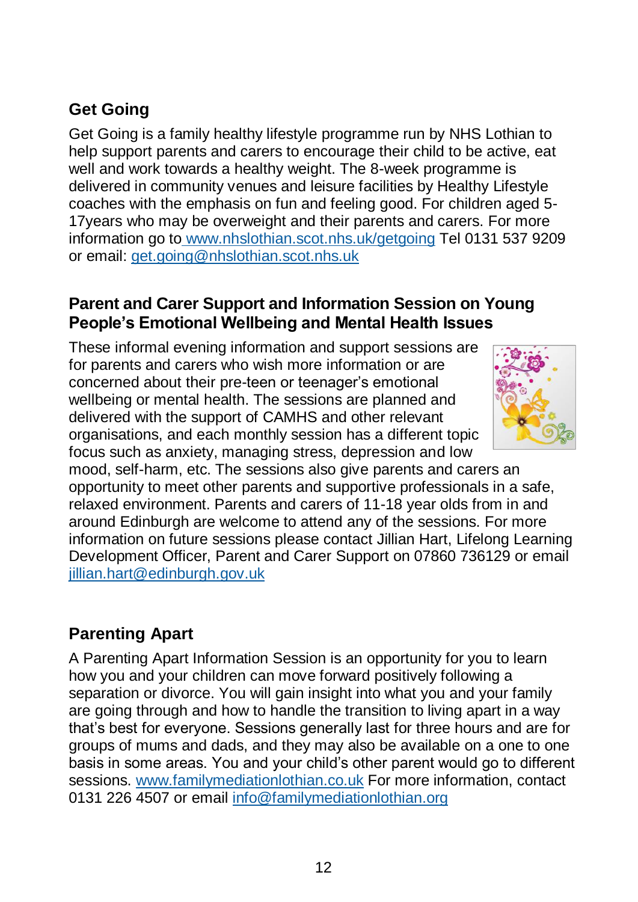## Get Going

Get Going is a family healthy lifestyle programme run by NHS Lothian to help support parents and carers to encourage their child to be active, eat well and work towards a healthy weight. The 8-week programme is delivered in community venues and leisure facilities by Healthy Lifestyle coaches with the emphasis on fun and feeling good. For children aged 5-17years who may be overweight and their parents and carers. For more information go to www.nhslothian.scot.nhs.uk/getgoing Tel 0131 537 9209 or email: get.going@nhslothian.scot.nhs.uk

## Parent and Carer Support and Information Session on Young People's Emotional Wellbeing and Mental Health Issues

These informal evening information and support sessions are for parents and carers who wish more information or are concerned about their pre-teen or teenager's emotional wellbeing or mental health. The sessions are planned and delivered with the support of CAMHS and other relevant organisations, and each monthly session has a different topic focus such as anxiety, managing stress, depression and low mood, self-harm, etc. The sessions also give parents and carers an opportunity to meet other parents and supportive professionals in a safe, relaxed environment. Parents and carers of 11-18 year olds from in and around Edinburgh are welcome to attend any of the sessions. For more information on future sessions please contact Jillian Hart, Lifelong Learning Development Officer, Parent and Carer Support on 07860 736129 or email jillian.hart@edinburgh.gov.uk

## Parenting Apart

A Parenting Apart Information Session is an opportunity for you to learn how you and your children can move forward positively following a separation or divorce. You will gain insight into what you and your family are going through and how to handle the transition to living apart in a way that's best for everyone. Sessions generally last for three hours and are for groups of mums and dads, and they may also be available on a one to one basis in some areas. You and your child's other parent would go to different sessions. www.familymediationlothian.co.uk For more information, contact 0131 226 4507 or email info@familymediationlothian.org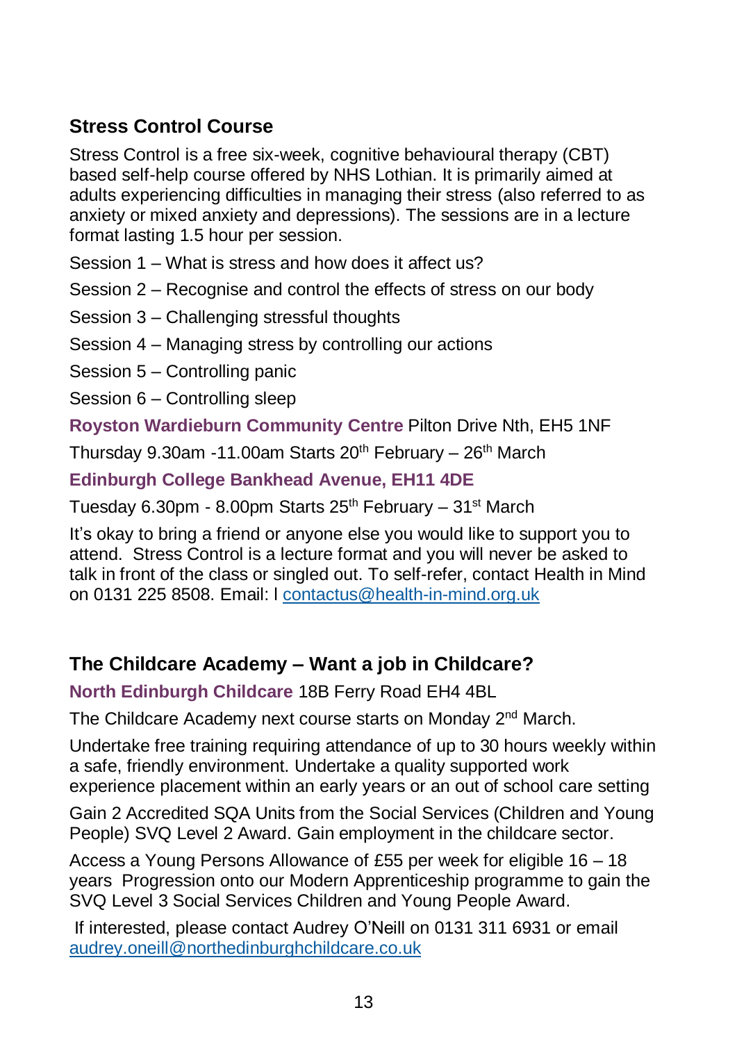## Stress Control Course

Stress Control is a free six-week, cognitive behavioural therapy (CBT) based self-help course offered by NHS Lothian. It is primarily aimed at adults experiencing difficulties in managing their stress (also referred to as anxiety or mixed anxiety and depressions). The sessions are in a lecture format lasting 1.5 hour per session.

Session 1 – What is stress and how does it affect us?

Session 2 – Recognise and control the effects of stress on our body

Session 3 – Challenging stressful thoughts

Session 4 – Managing stress by controlling our actions

Session 5 – Controlling panic

Session 6 – Controlling sleep

**Royston Wardieburn Community Centre** Pilton Drive Nth, EH5 1NF

Thursday 9.30am -11.00am Starts 20th February – 26th March

**Edinburgh College Bankhead Avenue, EH11 4DE**

Tuesday 6.30pm - 8.00pm Starts 25th February – 31st March

It's okay to bring a friend or anyone else you would like to support you to attend. Stress Control is a lecture format and you will never be asked to talk in front of the class or singled out. To self-refer, contact Health in Mind on 0131 225 8508. Email: l contactus@health-in-mind.org.uk

## The Childcare Academy – Want a job in Childcare?

**North Edinburgh Childcare** 18B Ferry Road EH4 4BL

The Childcare Academy next course starts on Monday 2nd March.

Undertake free training requiring attendance of up to 30 hours weekly within a safe, friendly environment. Undertake a quality supported work experience placement within an early years or an out of school care setting

Gain 2 Accredited SQA Units from the Social Services (Children and Young People) SVQ Level 2 Award. Gain employment in the childcare sector.

Access a Young Persons Allowance of £55 per week for eligible 16 – 18 years Progression onto our Modern Apprenticeship programme to gain the SVQ Level 3 Social Services Children and Young People Award.

If interested, please contact Audrey O'Neill on 0131 311 6931 or email audrey.oneill@northedinburghchildcare.co.uk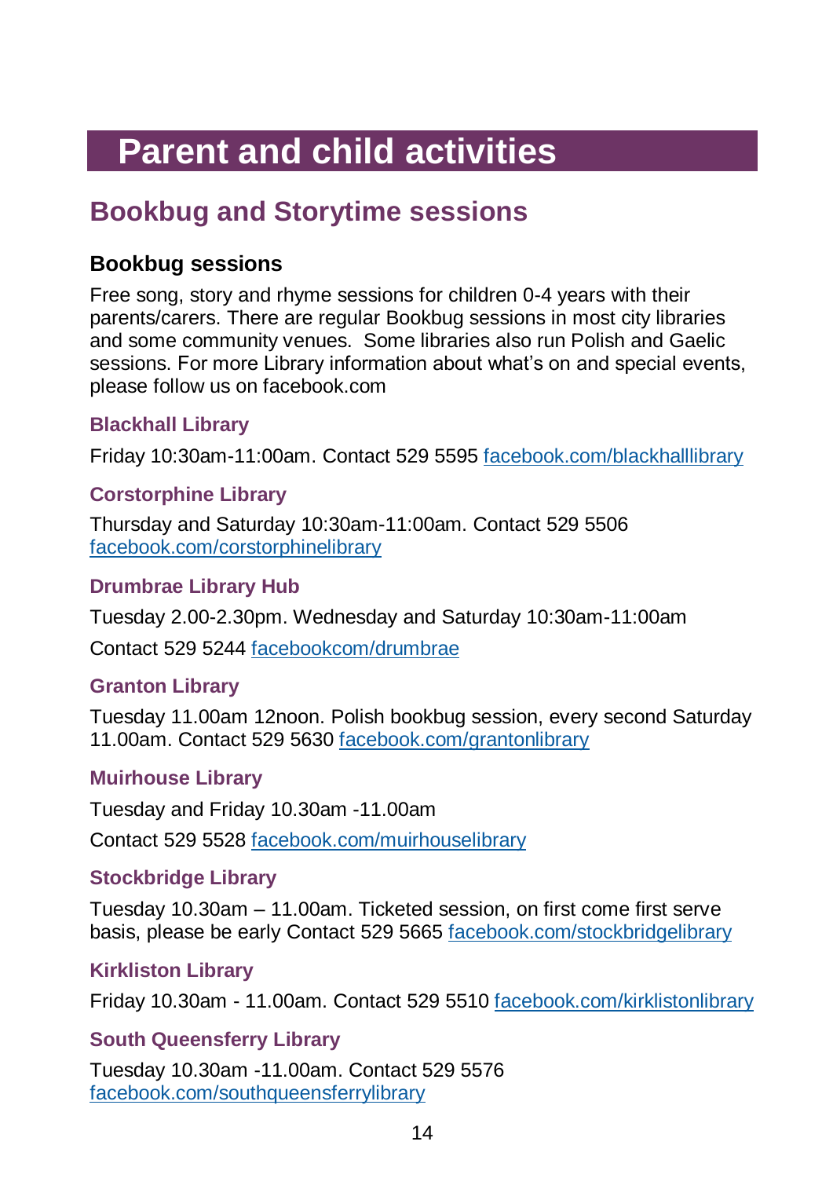# Parent and child activities

## Bookbug and Storytime sessions

### Bookbug sessions

Free song, story and rhyme sessions for children 0-4 years with their parents/carers. There are regular Bookbug sessions in most city libraries and some community venues. Some libraries also run Polish and Gaelic sessions. For more Library information about what's on and special events, please follow us on facebook.com

#### Blackhall Library

Friday 10:30am-11:00am. Contact 529 5595 facebook.com/blackhalllibrary

#### Corstorphine Library

Thursday and Saturday 10:30am-11:00am. Contact 529 5506 facebook.com/corstorphinelibrary

#### Drumbrae Library Hub

Tuesday 2.00-2.30pm. Wednesday and Saturday 10:30am-11:00am

Contact 529 5244 facebookcom/drumbrae

#### Granton Library

Tuesday 11.00am 12noon. Polish bookbug session, every second Saturday 11.00am. Contact 529 5630 facebook.com/grantonlibrary

#### Muirhouse Library

Tuesday and Friday 10.30am -11.00am

Contact 529 5528 facebook.com/muirhouselibrary

#### Stockbridge Library

Tuesday 10.30am – 11.00am. Ticketed session, on first come first serve basis, please be early Contact 529 5665 facebook.com/stockbridgelibrary

#### Kirkliston Library

Friday 10.30am - 11.00am. Contact 529 5510 facebook.com/kirklistonlibrary

#### South Queensferry Library

Tuesday 10.30am -11.00am. Contact 529 5576 facebook.com/southqueensferrylibrary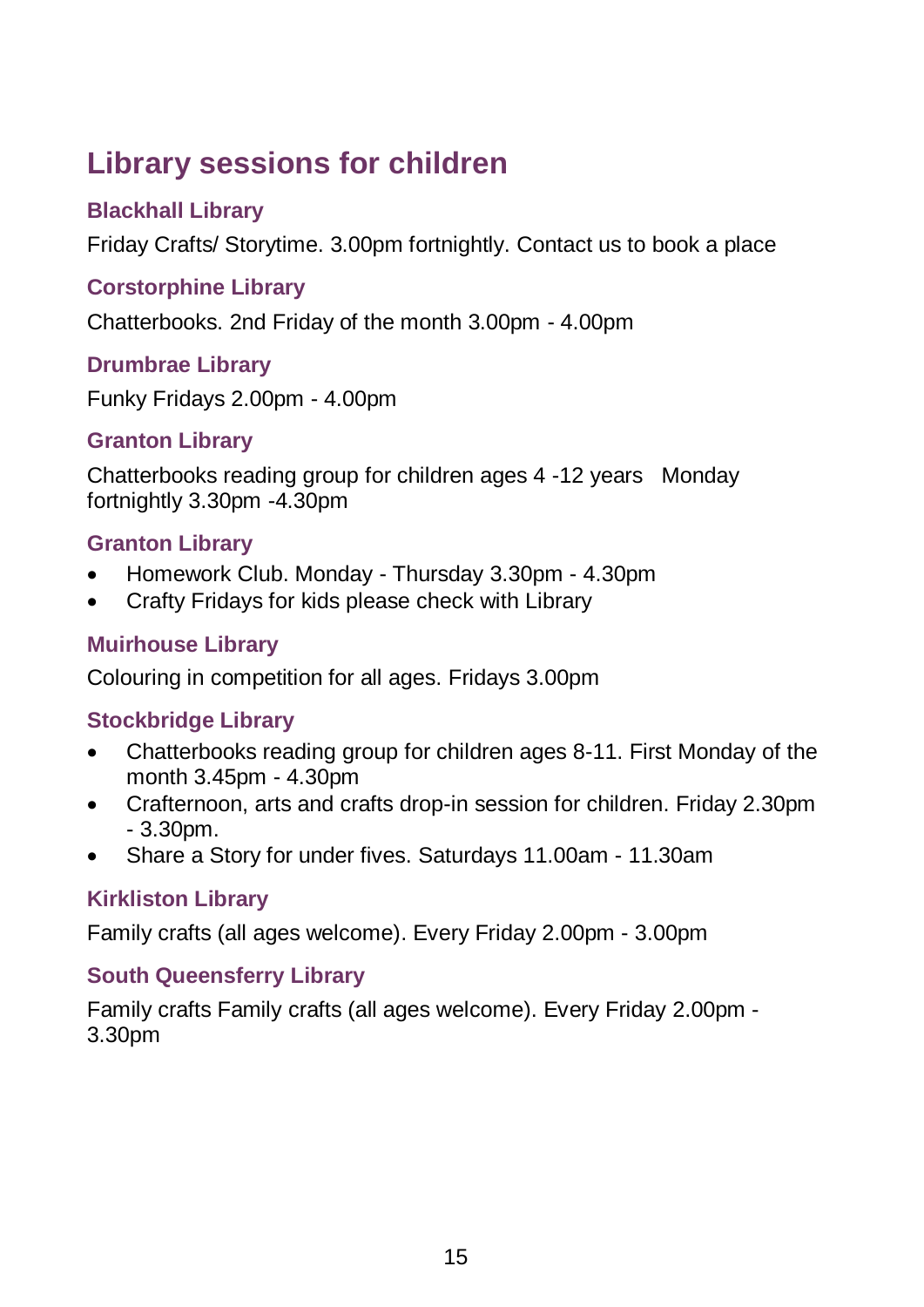## Library sessions for children

### Blackhall Library

Friday Crafts/ Storytime. 3.00pm fortnightly. Contact us to book a place

### Corstorphine Library

Chatterbooks. 2nd Friday of the month 3.00pm - 4.00pm

### Drumbrae Library

Funky Fridays 2.00pm - 4.00pm

### Granton Library

Chatterbooks reading group for children ages 4 -12 years   Monday fortnightly 3.30pm -4.30pm

### Granton Library

- Homework Club. Monday - Thursday 3.30pm - 4.30pm
- Crafty Fridays for kids please check with Library

### Muirhouse Library

Colouring in competition for all ages. Fridays 3.00pm

### Stockbridge Library

- Chatterbooks reading group for children ages 8-11. First Monday of the month 3.45pm - 4.30pm
- Crafternoon, arts and crafts drop-in session for children. Friday 2.30pm - 3.30pm.
- Share a Story for under fives. Saturdays 11.00am - 11.30am

### Kirkliston Library

Family crafts (all ages welcome). Every Friday 2.00pm - 3.00pm

### South Queensferry Library

Family crafts Family crafts (all ages welcome). Every Friday 2.00pm - 3.30pm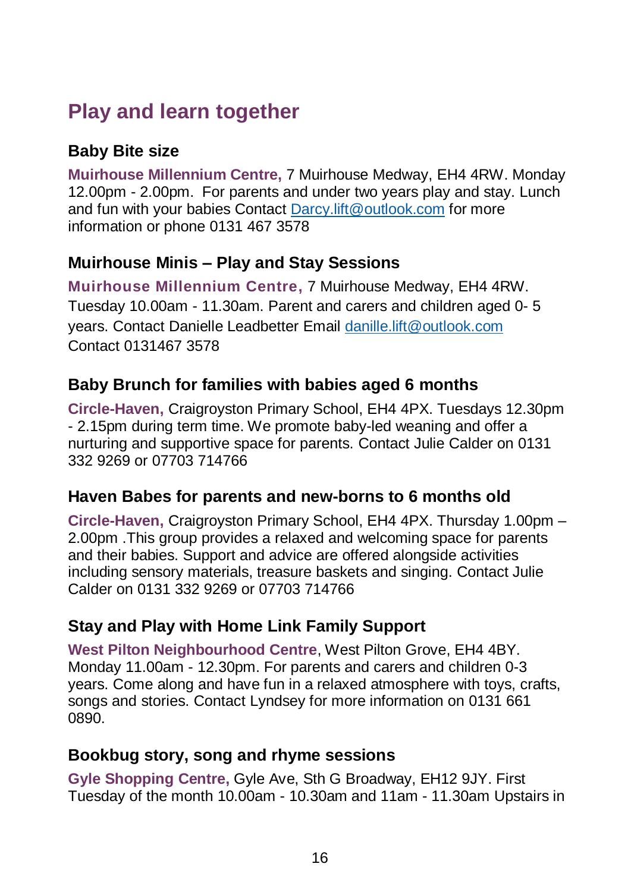# Play and learn together

### Baby Bite size

**Muirhouse Millennium Centre,** 7 Muirhouse Medway, EH4 4RW. Monday 12.00pm - 2.00pm. For parents and under two years play and stay. Lunch and fun with your babies Contact Darcy.lift@outlook.com for more information or phone 0131 467 3578

### Muirhouse Minis – Play and Stay Sessions

**Muirhouse Millennium Centre,** 7 Muirhouse Medway, EH4 4RW. Tuesday 10.00am - 11.30am. Parent and carers and children aged 0- 5 years. Contact Danielle Leadbetter Email danille.lift@outlook.com Contact 0131467 3578

### Baby Brunch for families with babies aged 6 months

**Circle-Haven,** Craigroyston Primary School, EH4 4PX. Tuesdays 12.30pm - 2.15pm during term time. We promote baby-led weaning and offer a nurturing and supportive space for parents. Contact Julie Calder on 0131 332 9269 or 07703 714766

### Haven Babes for parents and new-borns to 6 months old

**Circle-Haven,** Craigroyston Primary School, EH4 4PX. Thursday 1.00pm – 2.00pm .This group provides a relaxed and welcoming space for parents and their babies. Support and advice are offered alongside activities including sensory materials, treasure baskets and singing. Contact Julie Calder on 0131 332 9269 or 07703 714766

### Stay and Play with Home Link Family Support

**West Pilton Neighbourhood Centre**, West Pilton Grove, EH4 4BY. Monday 11.00am - 12.30pm. For parents and carers and children 0-3 years. Come along and have fun in a relaxed atmosphere with toys, crafts, songs and stories. Contact Lyndsey for more information on 0131 661 0890.

### Bookbug story, song and rhyme sessions

**Gyle Shopping Centre,** Gyle Ave, Sth G Broadway, EH12 9JY. First Tuesday of the month 10.00am - 10.30am and 11am - 11.30am Upstairs in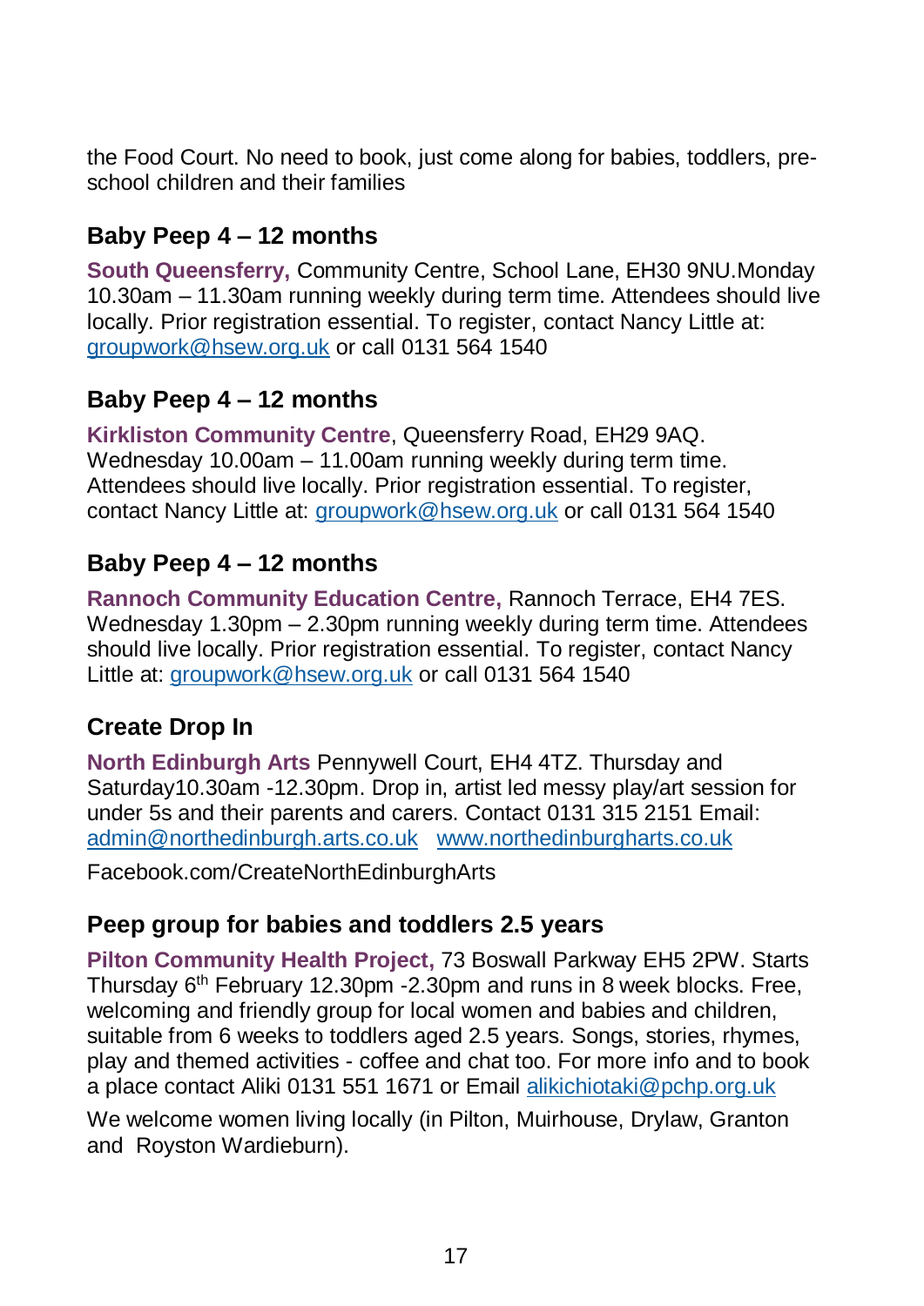the Food Court. No need to book, just come along for babies, toddlers, pre-school children and their families

### Baby Peep 4 – 12 months

**South Queensferry,** Community Centre, School Lane, EH30 9NU.Monday 10.30am – 11.30am running weekly during term time. Attendees should live locally. Prior registration essential. To register, contact Nancy Little at: groupwork@hsew.org.uk or call 0131 564 1540

### Baby Peep 4 – 12 months

**Kirkliston Community Centre**, Queensferry Road, EH29 9AQ. Wednesday 10.00am – 11.00am running weekly during term time. Attendees should live locally. Prior registration essential. To register, contact Nancy Little at: groupwork@hsew.org.uk or call 0131 564 1540

### Baby Peep 4 – 12 months

**Rannoch Community Education Centre,** Rannoch Terrace, EH4 7ES. Wednesday 1.30pm – 2.30pm running weekly during term time. Attendees should live locally. Prior registration essential. To register, contact Nancy Little at: groupwork@hsew.org.uk or call 0131 564 1540

### Create Drop In

**North Edinburgh Arts** Pennywell Court, EH4 4TZ. Thursday and Saturday10.30am -12.30pm. Drop in, artist led messy play/art session for under 5s and their parents and carers. Contact 0131 315 2151 Email: admin@northedinburgh.arts.co.uk www.northedinburgharts.co.uk

Facebook.com/CreateNorthEdinburghArts

### Peep group for babies and toddlers 2.5 years

**Pilton Community Health Project,** 73 Boswall Parkway EH5 2PW. Starts Thursday 6th February 12.30pm -2.30pm and runs in 8 week blocks. Free, welcoming and friendly group for local women and babies and children, suitable from 6 weeks to toddlers aged 2.5 years. Songs, stories, rhymes, play and themed activities - coffee and chat too. For more info and to book a place contact Aliki 0131 551 1671 or Email alikichiotaki@pchp.org.uk

We welcome women living locally (in Pilton, Muirhouse, Drylaw, Granton and Royston Wardieburn).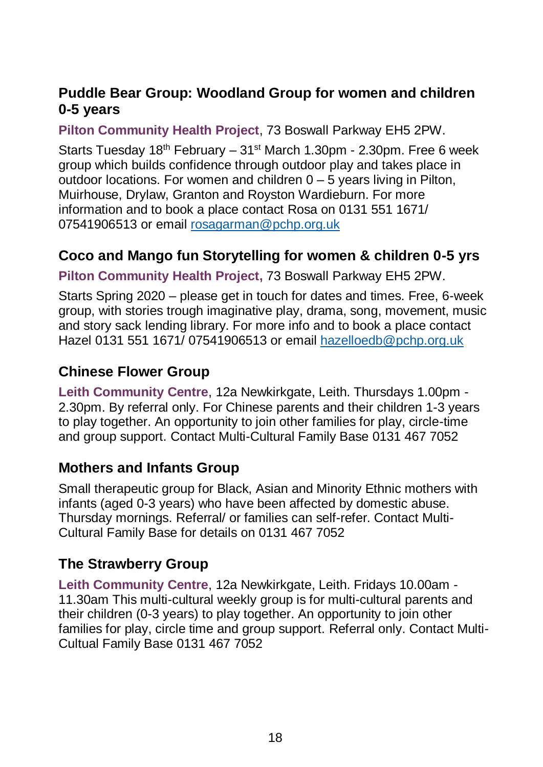## Puddle Bear Group: Woodland Group for women and children 0-5 years

**Pilton Community Health Project**, 73 Boswall Parkway EH5 2PW.

Starts Tuesday 18th February – 31st March 1.30pm - 2.30pm. Free 6 week group which builds confidence through outdoor play and takes place in outdoor locations. For women and children 0 – 5 years living in Pilton, Muirhouse, Drylaw, Granton and Royston Wardieburn. For more information and to book a place contact Rosa on 0131 551 1671/ 07541906513 or email rosagarman@pchp.org.uk

## Coco and Mango fun Storytelling for women & children 0-5 yrs

**Pilton Community Health Project,** 73 Boswall Parkway EH5 2PW.

Starts Spring 2020 – please get in touch for dates and times. Free, 6-week group, with stories trough imaginative play, drama, song, movement, music and story sack lending library. For more info and to book a place contact Hazel 0131 551 1671/ 07541906513 or email hazelloedb@pchp.org.uk

## Chinese Flower Group

**Leith Community Centre**, 12a Newkirkgate, Leith. Thursdays 1.00pm - 2.30pm. By referral only. For Chinese parents and their children 1-3 years to play together. An opportunity to join other families for play, circle-time and group support. Contact Multi-Cultural Family Base 0131 467 7052

## Mothers and Infants Group

Small therapeutic group for Black, Asian and Minority Ethnic mothers with infants (aged 0-3 years) who have been affected by domestic abuse. Thursday mornings. Referral/ or families can self-refer. Contact Multi-Cultural Family Base for details on 0131 467 7052

## The Strawberry Group

**Leith Community Centre**, 12a Newkirkgate, Leith. Fridays 10.00am - 11.30am This multi-cultural weekly group is for multi-cultural parents and their children (0-3 years) to play together. An opportunity to join other families for play, circle time and group support. Referral only. Contact Multi-Cultual Family Base 0131 467 7052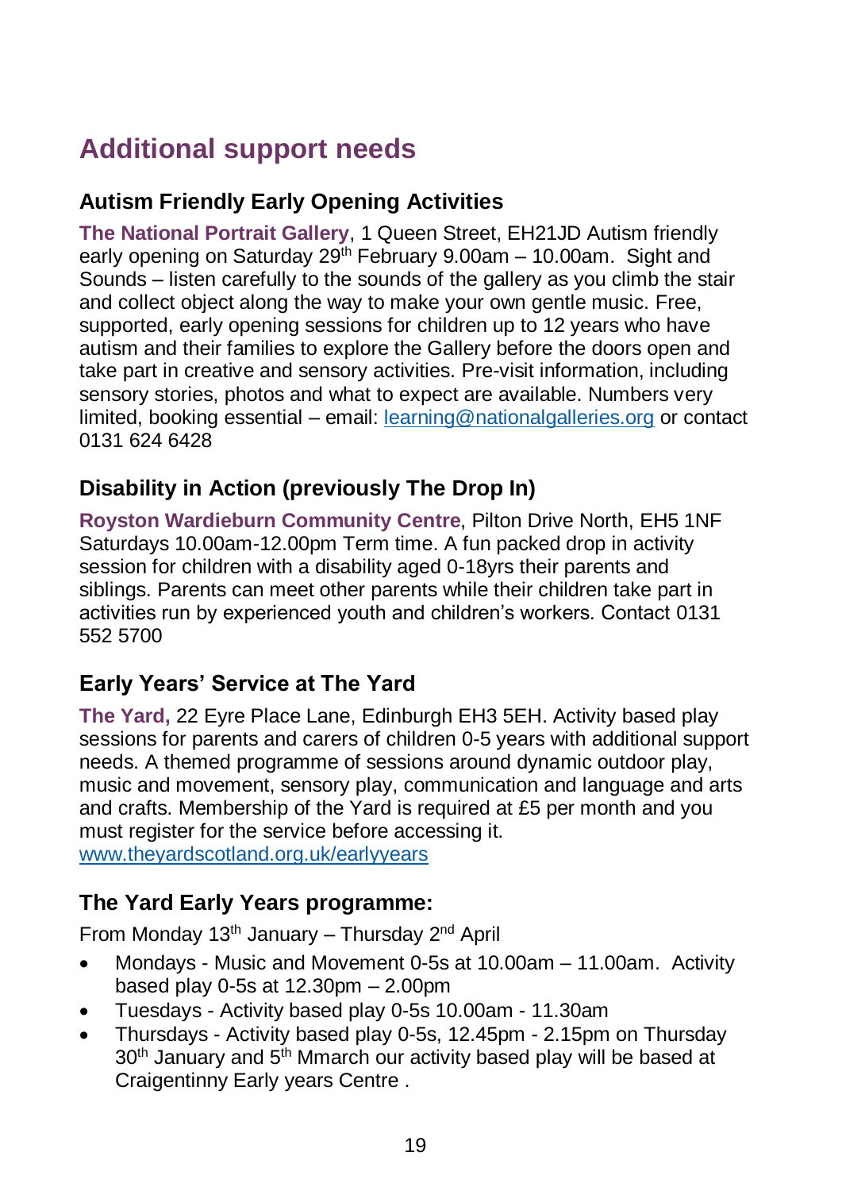# Additional support needs

### Autism Friendly Early Opening Activities

**The National Portrait Gallery**, 1 Queen Street, EH21JD Autism friendly early opening on Saturday 29th February 9.00am – 10.00am. Sight and Sounds – listen carefully to the sounds of the gallery as you climb the stair and collect object along the way to make your own gentle music. Free, supported, early opening sessions for children up to 12 years who have autism and their families to explore the Gallery before the doors open and take part in creative and sensory activities. Pre-visit information, including sensory stories, photos and what to expect are available. Numbers very limited, booking essential – email: learning@nationalgalleries.org or contact 0131 624 6428

### Disability in Action (previously The Drop In)

**Royston Wardieburn Community Centre**, Pilton Drive North, EH5 1NF Saturdays 10.00am-12.00pm Term time. A fun packed drop in activity session for children with a disability aged 0-18yrs their parents and siblings. Parents can meet other parents while their children take part in activities run by experienced youth and children's workers. Contact 0131 552 5700

### Early Years' Service at The Yard

**The Yard,** 22 Eyre Place Lane, Edinburgh EH3 5EH. Activity based play sessions for parents and carers of children 0-5 years with additional support needs. A themed programme of sessions around dynamic outdoor play, music and movement, sensory play, communication and language and arts and crafts. Membership of the Yard is required at £5 per month and you must register for the service before accessing it.
www.theyardscotland.org.uk/earlyyears

### The Yard Early Years programme:

From Monday 13th January – Thursday 2nd April

- Mondays - Music and Movement 0-5s at 10.00am – 11.00am. Activity based play 0-5s at 12.30pm – 2.00pm
- Tuesdays - Activity based play 0-5s 10.00am - 11.30am
- Thursdays - Activity based play 0-5s, 12.45pm - 2.15pm on Thursday 30th January and 5th Mmarch our activity based play will be based at Craigentinny Early years Centre .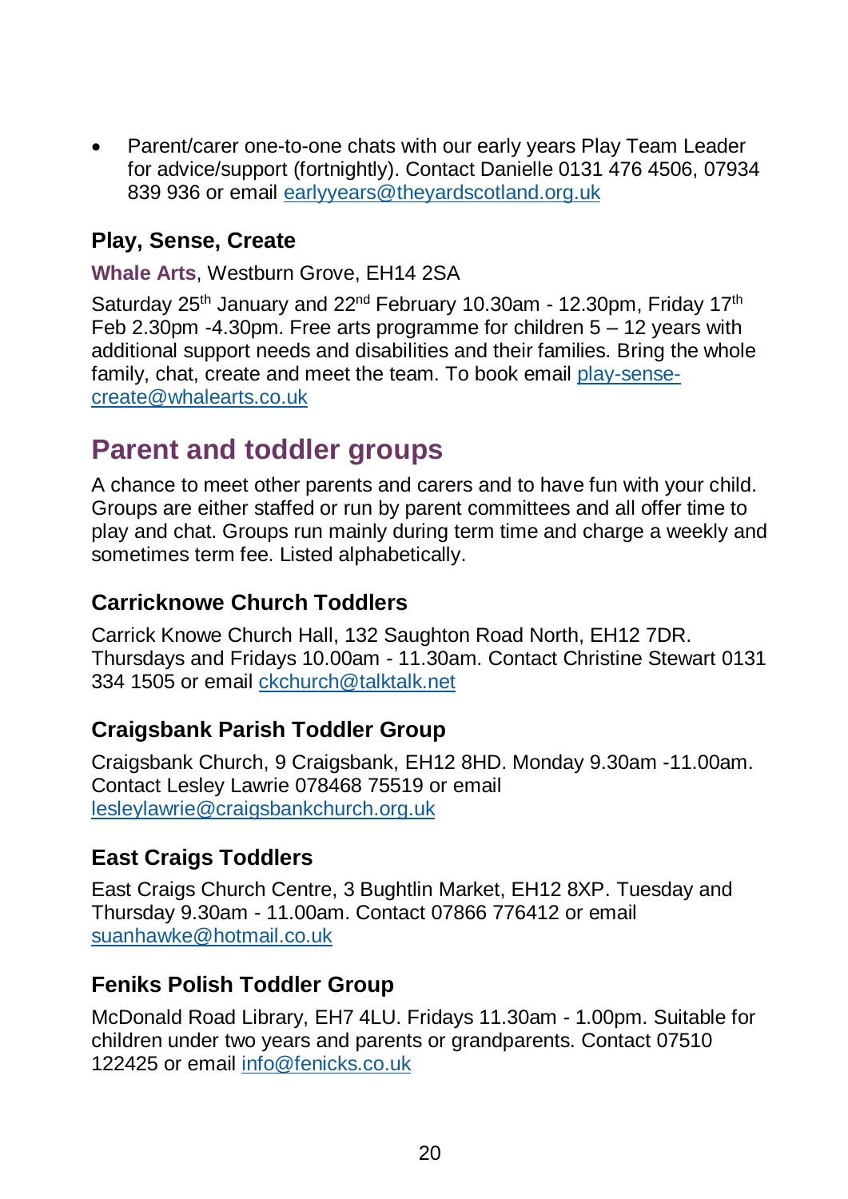- Parent/carer one-to-one chats with our early years Play Team Leader for advice/support (fortnightly). Contact Danielle 0131 476 4506, 07934 839 936 or email earlyyears@theyardscotland.org.uk

### Play, Sense, Create

**Whale Arts**, Westburn Grove, EH14 2SA

Saturday 25th January and 22nd February 10.30am - 12.30pm, Friday 17th Feb 2.30pm -4.30pm. Free arts programme for children 5 – 12 years with additional support needs and disabilities and their families. Bring the whole family, chat, create and meet the team. To book email play-sense-create@whalearts.co.uk

## Parent and toddler groups

A chance to meet other parents and carers and to have fun with your child. Groups are either staffed or run by parent committees and all offer time to play and chat. Groups run mainly during term time and charge a weekly and sometimes term fee. Listed alphabetically.

### Carricknowe Church Toddlers

Carrick Knowe Church Hall, 132 Saughton Road North, EH12 7DR. Thursdays and Fridays 10.00am - 11.30am. Contact Christine Stewart 0131 334 1505 or email ckchurch@talktalk.net

### Craigsbank Parish Toddler Group

Craigsbank Church, 9 Craigsbank, EH12 8HD. Monday 9.30am -11.00am. Contact Lesley Lawrie 078468 75519 or email lesleylawrie@craigsbankchurch.org.uk

### East Craigs Toddlers

East Craigs Church Centre, 3 Bughtlin Market, EH12 8XP. Tuesday and Thursday 9.30am - 11.00am. Contact 07866 776412 or email suanhawke@hotmail.co.uk

### Feniks Polish Toddler Group

McDonald Road Library, EH7 4LU. Fridays 11.30am - 1.00pm. Suitable for children under two years and parents or grandparents. Contact 07510 122425 or email info@fenicks.co.uk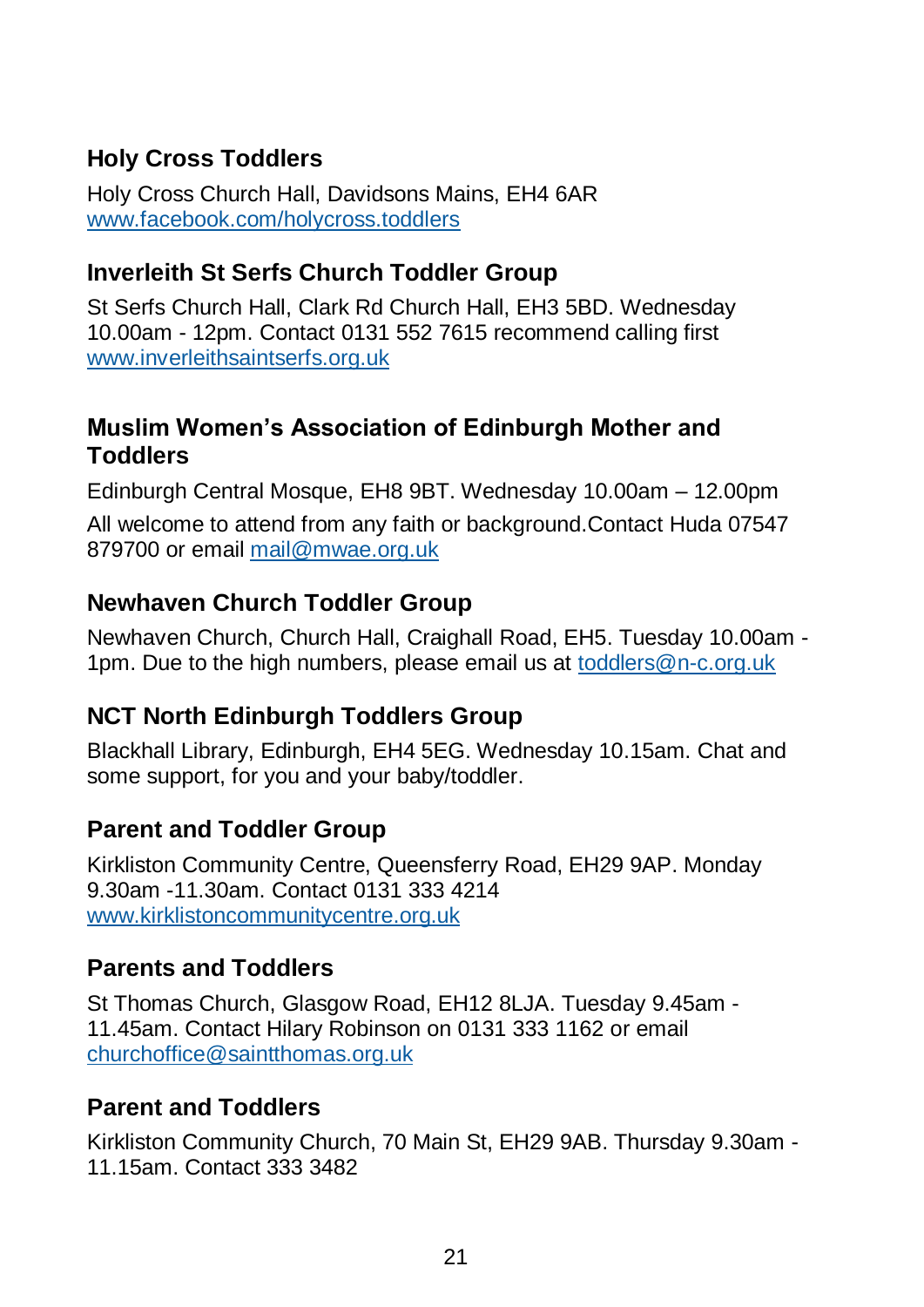### Holy Cross Toddlers

Holy Cross Church Hall, Davidsons Mains, EH4 6AR
www.facebook.com/holycross.toddlers

### Inverleith St Serfs Church Toddler Group

St Serfs Church Hall, Clark Rd Church Hall, EH3 5BD. Wednesday 10.00am - 12pm. Contact 0131 552 7615 recommend calling first
www.inverleithsaintserfs.org.uk

### Muslim Women's Association of Edinburgh Mother and Toddlers

Edinburgh Central Mosque, EH8 9BT. Wednesday 10.00am – 12.00pm

All welcome to attend from any faith or background.Contact Huda 07547 879700 or email mail@mwae.org.uk

### Newhaven Church Toddler Group

Newhaven Church, Church Hall, Craighall Road, EH5. Tuesday 10.00am - 1pm. Due to the high numbers, please email us at toddlers@n-c.org.uk

### NCT North Edinburgh Toddlers Group

Blackhall Library, Edinburgh, EH4 5EG. Wednesday 10.15am. Chat and some support, for you and your baby/toddler.

### Parent and Toddler Group

Kirkliston Community Centre, Queensferry Road, EH29 9AP. Monday 9.30am -11.30am. Contact 0131 333 4214
www.kirklistoncommunitycentre.org.uk

### Parents and Toddlers

St Thomas Church, Glasgow Road, EH12 8LJA. Tuesday 9.45am - 11.45am. Contact Hilary Robinson on 0131 333 1162 or email churchoffice@saintthomas.org.uk

### Parent and Toddlers

Kirkliston Community Church, 70 Main St, EH29 9AB. Thursday 9.30am - 11.15am. Contact 333 3482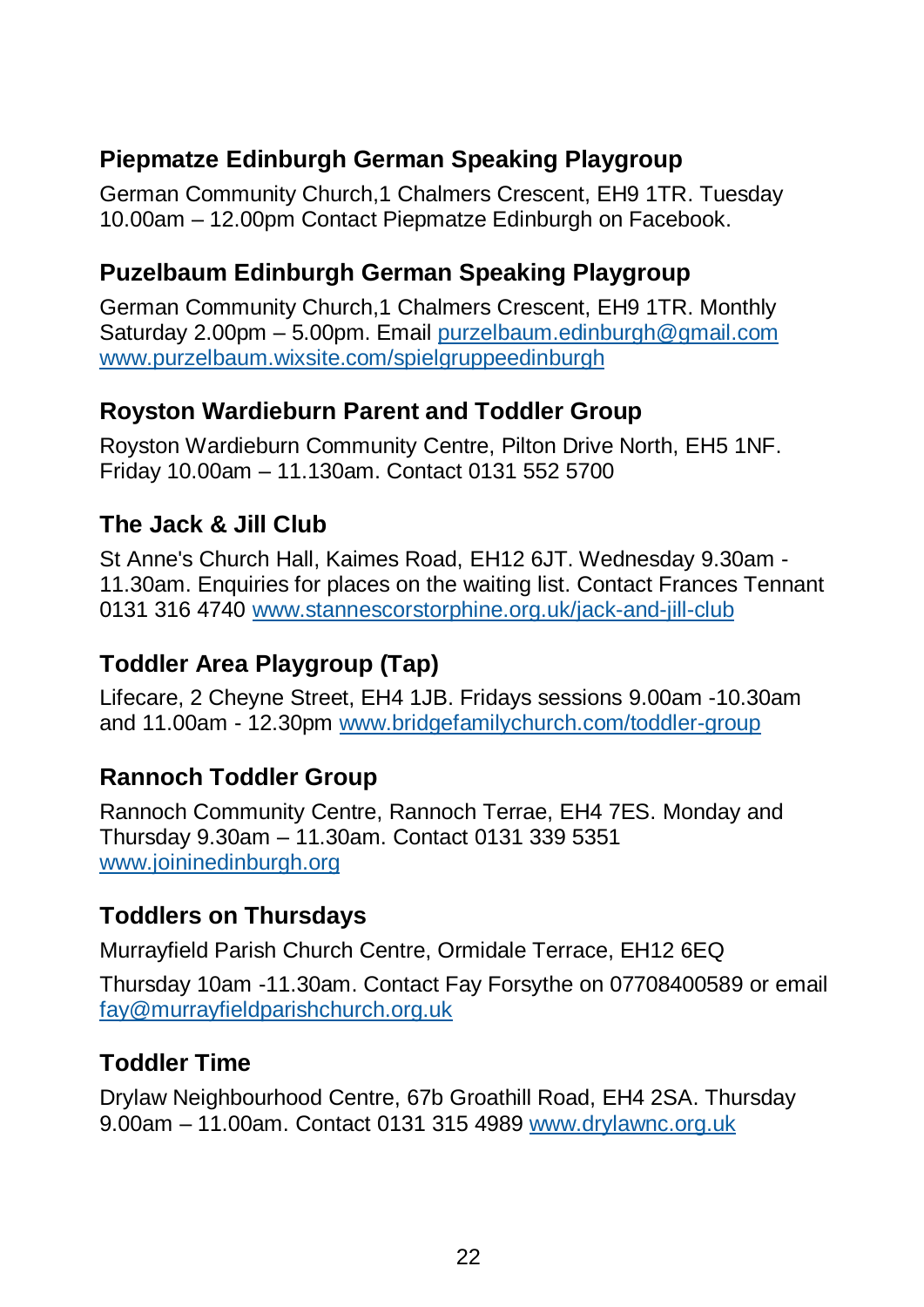### Piepmatze Edinburgh German Speaking Playgroup

German Community Church,1 Chalmers Crescent, EH9 1TR. Tuesday 10.00am – 12.00pm Contact Piepmatze Edinburgh on Facebook.

### Puzelbaum Edinburgh German Speaking Playgroup

German Community Church,1 Chalmers Crescent, EH9 1TR. Monthly Saturday 2.00pm – 5.00pm. Email purzelbaum.edinburgh@gmail.com www.purzelbaum.wixsite.com/spielgruppeedinburgh

### Royston Wardieburn Parent and Toddler Group

Royston Wardieburn Community Centre, Pilton Drive North, EH5 1NF. Friday 10.00am – 11.130am. Contact 0131 552 5700

### The Jack & Jill Club

St Anne's Church Hall, Kaimes Road, EH12 6JT. Wednesday 9.30am - 11.30am. Enquiries for places on the waiting list. Contact Frances Tennant 0131 316 4740 www.stannescorstorphine.org.uk/jack-and-jill-club

### Toddler Area Playgroup (Tap)

Lifecare, 2 Cheyne Street, EH4 1JB. Fridays sessions 9.00am -10.30am and 11.00am - 12.30pm www.bridgefamilychurch.com/toddler-group

### Rannoch Toddler Group

Rannoch Community Centre, Rannoch Terrae, EH4 7ES. Monday and Thursday 9.30am – 11.30am. Contact 0131 339 5351 www.joininedinburgh.org

### Toddlers on Thursdays

Murrayfield Parish Church Centre, Ormidale Terrace, EH12 6EQ

Thursday 10am -11.30am. Contact Fay Forsythe on 07708400589 or email fay@murrayfieldparishchurch.org.uk

### Toddler Time

Drylaw Neighbourhood Centre, 67b Groathill Road, EH4 2SA. Thursday 9.00am – 11.00am. Contact 0131 315 4989 www.drylawnc.org.uk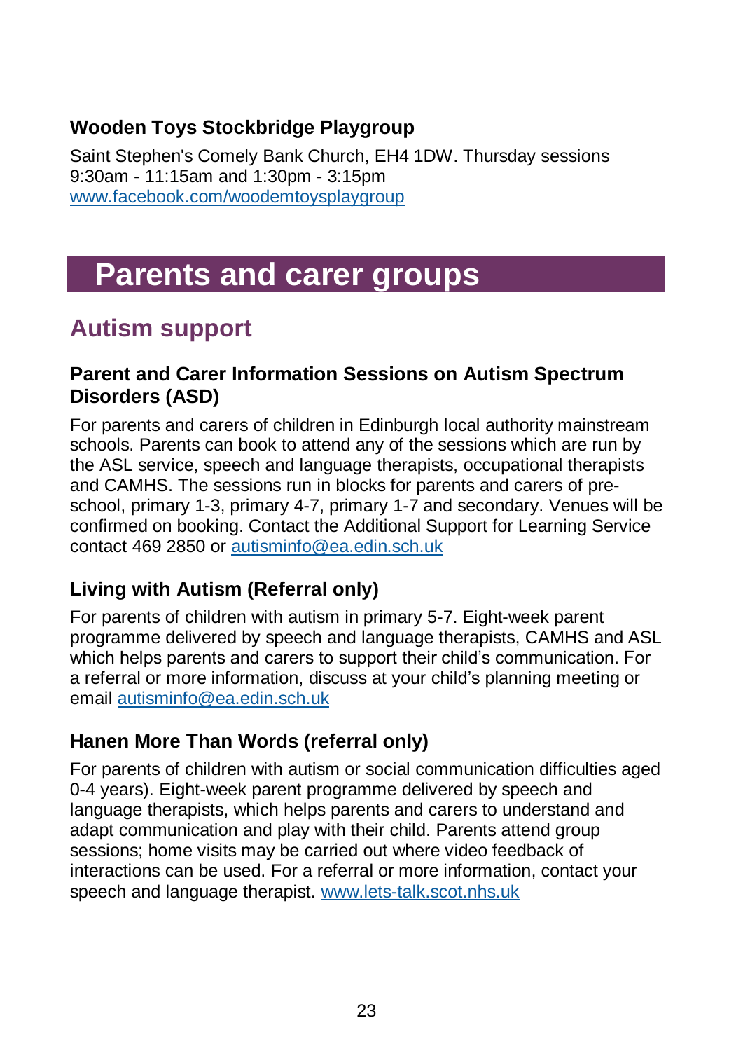### Wooden Toys Stockbridge Playgroup

Saint Stephen's Comely Bank Church, EH4 1DW. Thursday sessions 9:30am - 11:15am and 1:30pm - 3:15pm
www.facebook.com/woodemtoysplaygroup

# Parents and carer groups

## Autism support

### Parent and Carer Information Sessions on Autism Spectrum Disorders (ASD)

For parents and carers of children in Edinburgh local authority mainstream schools. Parents can book to attend any of the sessions which are run by the ASL service, speech and language therapists, occupational therapists and CAMHS. The sessions run in blocks for parents and carers of pre-school, primary 1-3, primary 4-7, primary 1-7 and secondary. Venues will be confirmed on booking. Contact the Additional Support for Learning Service contact 469 2850 or autisminfo@ea.edin.sch.uk

### Living with Autism (Referral only)

For parents of children with autism in primary 5-7. Eight-week parent programme delivered by speech and language therapists, CAMHS and ASL which helps parents and carers to support their child's communication. For a referral or more information, discuss at your child's planning meeting or email autisminfo@ea.edin.sch.uk

### Hanen More Than Words (referral only)

For parents of children with autism or social communication difficulties aged 0-4 years). Eight-week parent programme delivered by speech and language therapists, which helps parents and carers to understand and adapt communication and play with their child. Parents attend group sessions; home visits may be carried out where video feedback of interactions can be used. For a referral or more information, contact your speech and language therapist. www.lets-talk.scot.nhs.uk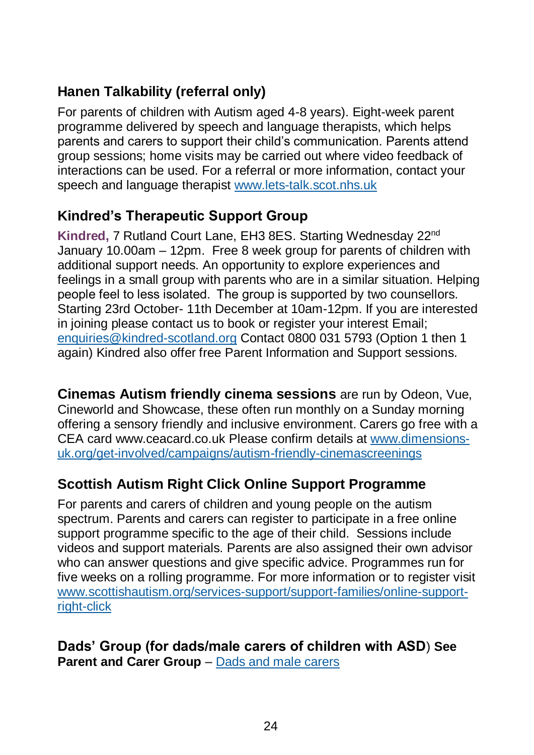### Hanen Talkability (referral only)

For parents of children with Autism aged 4-8 years). Eight-week parent programme delivered by speech and language therapists, which helps parents and carers to support their child's communication. Parents attend group sessions; home visits may be carried out where video feedback of interactions can be used. For a referral or more information, contact your speech and language therapist [www.lets-talk.scot.nhs.uk](www.lets-talk.scot.nhs.uk)

### Kindred's Therapeutic Support Group

**Kindred,** 7 Rutland Court Lane, EH3 8ES. Starting Wednesday 22nd January 10.00am – 12pm. Free 8 week group for parents of children with additional support needs. An opportunity to explore experiences and feelings in a small group with parents who are in a similar situation. Helping people feel to less isolated. The group is supported by two counsellors. Starting 23rd October- 11th December at 10am-12pm. If you are interested in joining please contact us to book or register your interest Email; [enquiries@kindred-scotland.org](mailto:enquiries@kindred-scotland.org) Contact 0800 031 5793 (Option 1 then 1 again) Kindred also offer free Parent Information and Support sessions.

**Cinemas Autism friendly cinema sessions** are run by Odeon, Vue, Cineworld and Showcase, these often run monthly on a Sunday morning offering a sensory friendly and inclusive environment. Carers go free with a CEA card www.ceacard.co.uk Please confirm details at [www.dimensions-uk.org/get-involved/campaigns/autism-friendly-cinemascreenings](www.dimensions-uk.org/get-involved/campaigns/autism-friendly-cinemascreenings)

### Scottish Autism Right Click Online Support Programme

For parents and carers of children and young people on the autism spectrum. Parents and carers can register to participate in a free online support programme specific to the age of their child. Sessions include videos and support materials. Parents are also assigned their own advisor who can answer questions and give specific advice. Programmes run for five weeks on a rolling programme. For more information or to register visit [www.scottishautism.org/services-support/support-families/online-support-right-click](www.scottishautism.org/services-support/support-families/online-support-right-click)

**Dads' Group (for dads/male carers of children with ASD) See Parent and Carer Group** – Dads and male carers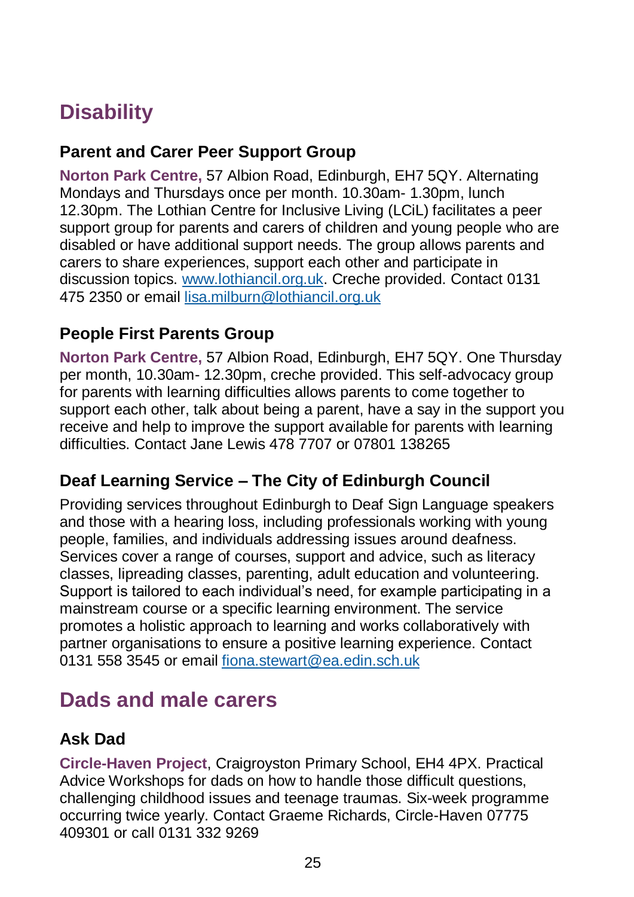# Disability

### Parent and Carer Peer Support Group

**Norton Park Centre,** 57 Albion Road, Edinburgh, EH7 5QY. Alternating Mondays and Thursdays once per month. 10.30am- 1.30pm, lunch 12.30pm. The Lothian Centre for Inclusive Living (LCiL) facilitates a peer support group for parents and carers of children and young people who are disabled or have additional support needs. The group allows parents and carers to share experiences, support each other and participate in discussion topics. www.lothiancil.org.uk. Creche provided. Contact 0131 475 2350 or email lisa.milburn@lothiancil.org.uk

### People First Parents Group

**Norton Park Centre,** 57 Albion Road, Edinburgh, EH7 5QY. One Thursday per month, 10.30am- 12.30pm, creche provided. This self-advocacy group for parents with learning difficulties allows parents to come together to support each other, talk about being a parent, have a say in the support you receive and help to improve the support available for parents with learning difficulties. Contact Jane Lewis 478 7707 or 07801 138265

### Deaf Learning Service – The City of Edinburgh Council

Providing services throughout Edinburgh to Deaf Sign Language speakers and those with a hearing loss, including professionals working with young people, families, and individuals addressing issues around deafness. Services cover a range of courses, support and advice, such as literacy classes, lipreading classes, parenting, adult education and volunteering. Support is tailored to each individual's need, for example participating in a mainstream course or a specific learning environment. The service promotes a holistic approach to learning and works collaboratively with partner organisations to ensure a positive learning experience. Contact 0131 558 3545 or email fiona.stewart@ea.edin.sch.uk

# Dads and male carers

### Ask Dad

**Circle-Haven Project**, Craigroyston Primary School, EH4 4PX. Practical Advice Workshops for dads on how to handle those difficult questions, challenging childhood issues and teenage traumas. Six-week programme occurring twice yearly. Contact Graeme Richards, Circle-Haven 07775 409301 or call 0131 332 9269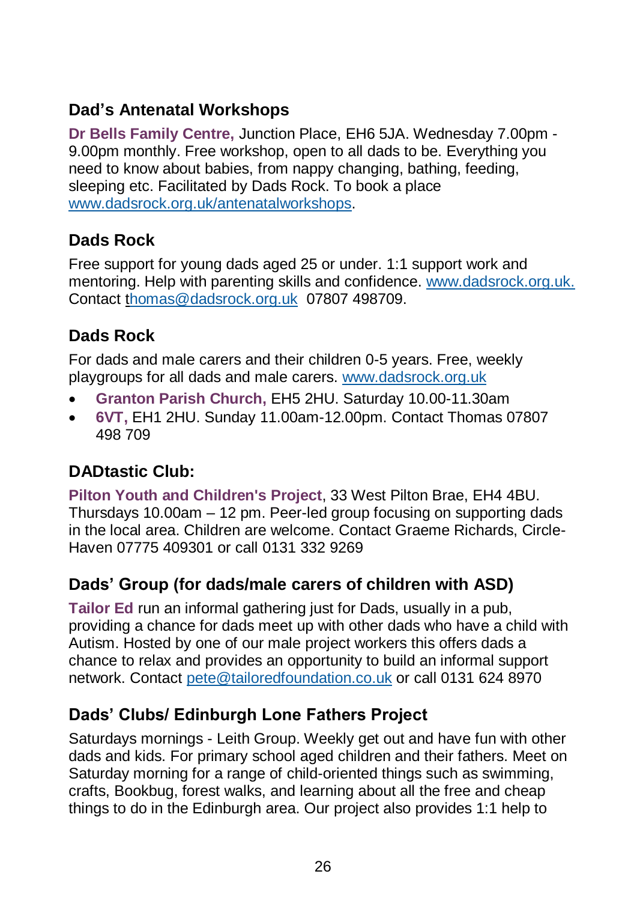### Dad’s Antenatal Workshops

**Dr Bells Family Centre,** Junction Place, EH6 5JA. Wednesday 7.00pm - 9.00pm monthly. Free workshop, open to all dads to be. Everything you need to know about babies, from nappy changing, bathing, feeding, sleeping etc. Facilitated by Dads Rock. To book a place www.dadsrock.org.uk/antenatalworkshops.

### Dads Rock

Free support for young dads aged 25 or under. 1:1 support work and mentoring. Help with parenting skills and confidence. www.dadsrock.org.uk. Contact thomas@dadsrock.org.uk 07807 498709.

### Dads Rock

For dads and male carers and their children 0-5 years. Free, weekly playgroups for all dads and male carers. www.dadsrock.org.uk

- **Granton Parish Church,** EH5 2HU. Saturday 10.00-11.30am
- **6VT,** EH1 2HU. Sunday 11.00am-12.00pm. Contact Thomas 07807 498 709

### DADtastic Club:

**Pilton Youth and Children's Project**, 33 West Pilton Brae, EH4 4BU. Thursdays 10.00am – 12 pm. Peer-led group focusing on supporting dads in the local area. Children are welcome. Contact Graeme Richards, Circle-Haven 07775 409301 or call 0131 332 9269

### Dads’ Group (for dads/male carers of children with ASD)

**Tailor Ed** run an informal gathering just for Dads, usually in a pub, providing a chance for dads meet up with other dads who have a child with Autism. Hosted by one of our male project workers this offers dads a chance to relax and provides an opportunity to build an informal support network. Contact pete@tailoredfoundation.co.uk or call 0131 624 8970

### Dads’ Clubs/ Edinburgh Lone Fathers Project

Saturdays mornings - Leith Group. Weekly get out and have fun with other dads and kids. For primary school aged children and their fathers. Meet on Saturday morning for a range of child-oriented things such as swimming, crafts, Bookbug, forest walks, and learning about all the free and cheap things to do in the Edinburgh area. Our project also provides 1:1 help to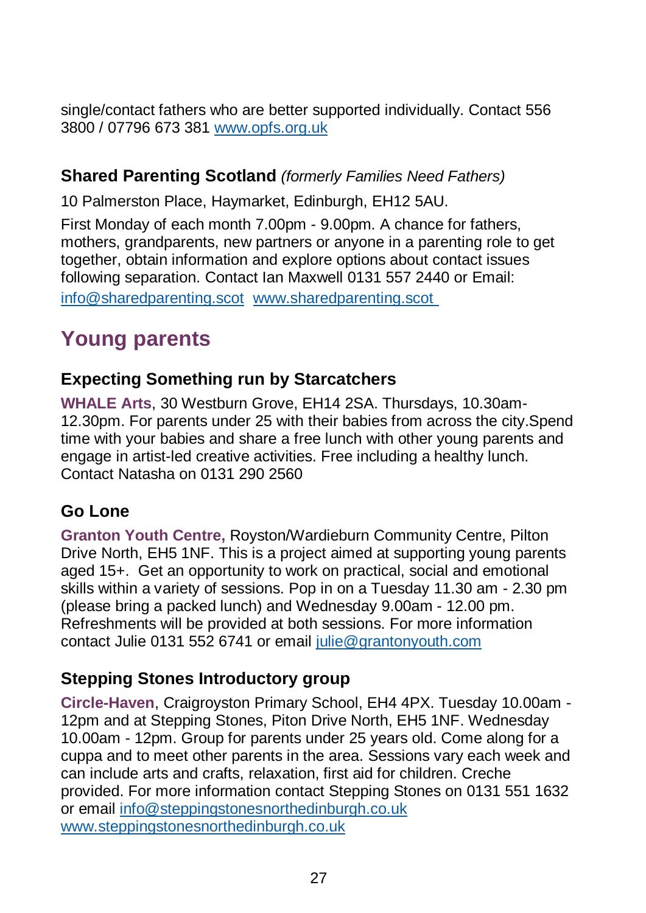single/contact fathers who are better supported individually. Contact 556 3800 / 07796 673 381 [www.opfs.org.uk](http://www.opfs.org.uk)

### Shared Parenting Scotland *(formerly Families Need Fathers)*

10 Palmerston Place, Haymarket, Edinburgh, EH12 5AU.

First Monday of each month 7.00pm - 9.00pm. A chance for fathers, mothers, grandparents, new partners or anyone in a parenting role to get together, obtain information and explore options about contact issues following separation. Contact Ian Maxwell 0131 557 2440 or Email: [info@sharedparenting.scot](mailto:info@sharedparenting.scot) [www.sharedparenting.scot](http://www.sharedparenting.scot)

## Young parents

### Expecting Something run by Starcatchers

**WHALE Arts**, 30 Westburn Grove, EH14 2SA. Thursdays, 10.30am-12.30pm. For parents under 25 with their babies from across the city.Spend time with your babies and share a free lunch with other young parents and engage in artist-led creative activities. Free including a healthy lunch. Contact Natasha on 0131 290 2560

### Go Lone

**Granton Youth Centre,** Royston/Wardieburn Community Centre, Pilton Drive North, EH5 1NF. This is a project aimed at supporting young parents aged 15+. Get an opportunity to work on practical, social and emotional skills within a variety of sessions. Pop in on a Tuesday 11.30 am - 2.30 pm (please bring a packed lunch) and Wednesday 9.00am - 12.00 pm. Refreshments will be provided at both sessions. For more information contact Julie 0131 552 6741 or email [julie@grantonyouth.com](mailto:julie@grantonyouth.com)

### Stepping Stones Introductory group

**Circle-Haven**, Craigroyston Primary School, EH4 4PX. Tuesday 10.00am - 12pm and at Stepping Stones, Piton Drive North, EH5 1NF. Wednesday 10.00am - 12pm. Group for parents under 25 years old. Come along for a cuppa and to meet other parents in the area. Sessions vary each week and can include arts and crafts, relaxation, first aid for children. Creche provided. For more information contact Stepping Stones on 0131 551 1632 or email [info@steppingstonesnorthedinburgh.co.uk](mailto:info@steppingstonesnorthedinburgh.co.uk) [www.steppingstonesnorthedinburgh.co.uk](http://www.steppingstonesnorthedinburgh.co.uk)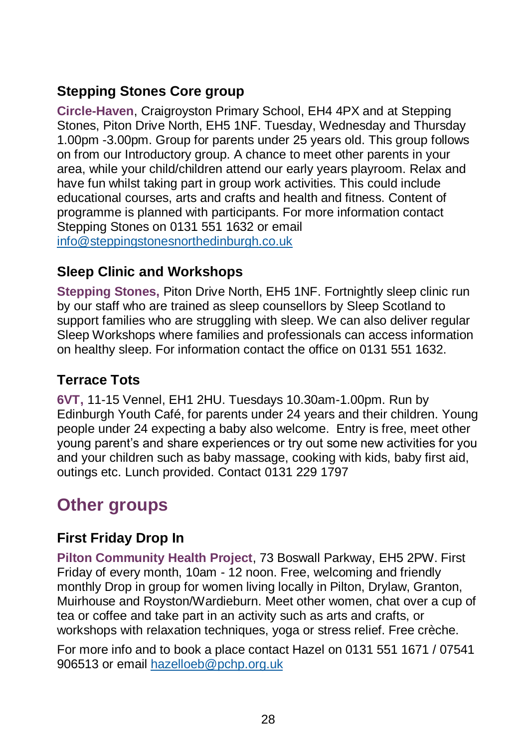### Stepping Stones Core group

**Circle-Haven**, Craigroyston Primary School, EH4 4PX and at Stepping Stones, Piton Drive North, EH5 1NF. Tuesday, Wednesday and Thursday 1.00pm -3.00pm. Group for parents under 25 years old. This group follows on from our Introductory group. A chance to meet other parents in your area, while your child/children attend our early years playroom. Relax and have fun whilst taking part in group work activities. This could include educational courses, arts and crafts and health and fitness. Content of programme is planned with participants. For more information contact Stepping Stones on 0131 551 1632 or email [info@steppingstonesnorthedinburgh.co.uk](mailto:info@steppingstonesnorthedinburgh.co.uk)

### Sleep Clinic and Workshops

**Stepping Stones,** Piton Drive North, EH5 1NF. Fortnightly sleep clinic run by our staff who are trained as sleep counsellors by Sleep Scotland to support families who are struggling with sleep. We can also deliver regular Sleep Workshops where families and professionals can access information on healthy sleep. For information contact the office on 0131 551 1632.

### Terrace Tots

**6VT,** 11-15 Vennel, EH1 2HU. Tuesdays 10.30am-1.00pm. Run by Edinburgh Youth Café, for parents under 24 years and their children. Young people under 24 expecting a baby also welcome. Entry is free, meet other young parent's and share experiences or try out some new activities for you and your children such as baby massage, cooking with kids, baby first aid, outings etc. Lunch provided. Contact 0131 229 1797

## Other groups

### First Friday Drop In

**Pilton Community Health Project**, 73 Boswall Parkway, EH5 2PW. First Friday of every month, 10am - 12 noon. Free, welcoming and friendly monthly Drop in group for women living locally in Pilton, Drylaw, Granton, Muirhouse and Royston/Wardieburn. Meet other women, chat over a cup of tea or coffee and take part in an activity such as arts and crafts, or workshops with relaxation techniques, yoga or stress relief. Free crèche.

For more info and to book a place contact Hazel on 0131 551 1671 / 07541 906513 or email [hazelloeb@pchp.org.uk](mailto:hazelloeb@pchp.org.uk)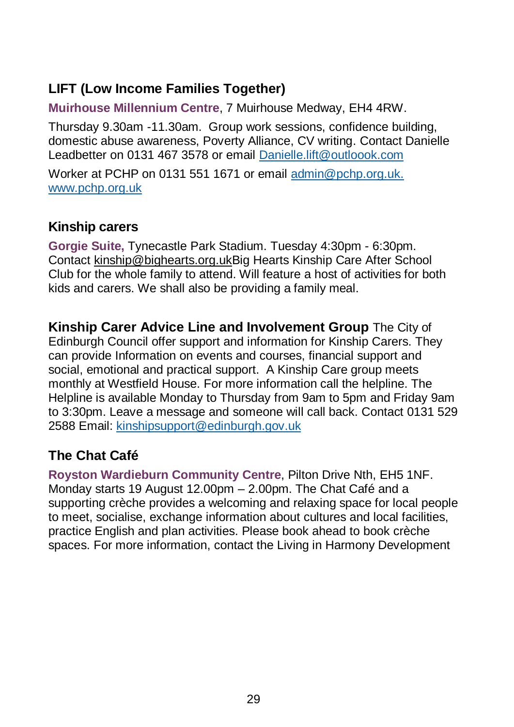## LIFT (Low Income Families Together)

**Muirhouse Millennium Centre**, 7 Muirhouse Medway, EH4 4RW.

Thursday 9.30am -11.30am. Group work sessions, confidence building, domestic abuse awareness, Poverty Alliance, CV writing. Contact Danielle Leadbetter on 0131 467 3578 or email Danielle.lift@outloook.com

Worker at PCHP on 0131 551 1671 or email admin@pchp.org.uk. www.pchp.org.uk

## Kinship carers

**Gorgie Suite,** Tynecastle Park Stadium. Tuesday 4:30pm - 6:30pm. Contact kinship@bighearts.org.ukBig Hearts Kinship Care After School Club for the whole family to attend. Will feature a host of activities for both kids and carers. We shall also be providing a family meal.

**Kinship Carer Advice Line and Involvement Group** The City of Edinburgh Council offer support and information for Kinship Carers. They can provide Information on events and courses, financial support and social, emotional and practical support. A Kinship Care group meets monthly at Westfield House. For more information call the helpline. The Helpline is available Monday to Thursday from 9am to 5pm and Friday 9am to 3:30pm. Leave a message and someone will call back. Contact 0131 529 2588 Email: kinshipsupport@edinburgh.gov.uk

## The Chat Café

**Royston Wardieburn Community Centre**, Pilton Drive Nth, EH5 1NF. Monday starts 19 August 12.00pm – 2.00pm. The Chat Café and a supporting crèche provides a welcoming and relaxing space for local people to meet, socialise, exchange information about cultures and local facilities, practice English and plan activities. Please book ahead to book crèche spaces. For more information, contact the Living in Harmony Development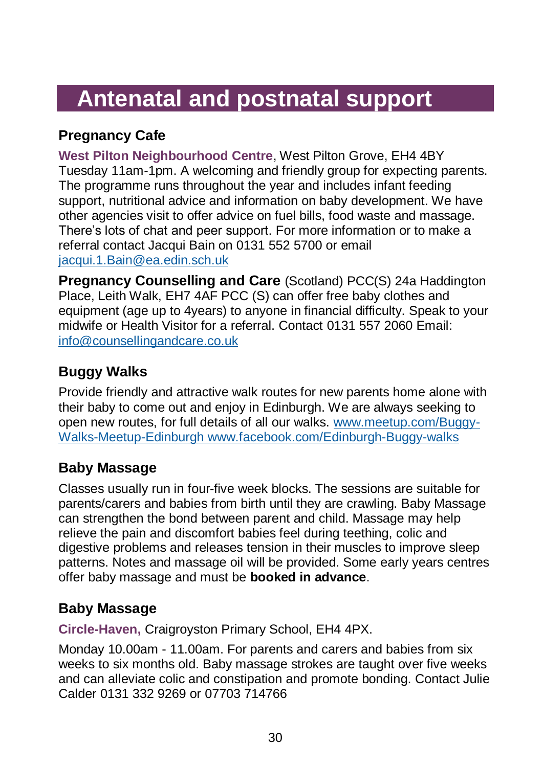# Antenatal and postnatal support

## Pregnancy Cafe

**West Pilton Neighbourhood Centre**, West Pilton Grove, EH4 4BY Tuesday 11am-1pm. A welcoming and friendly group for expecting parents. The programme runs throughout the year and includes infant feeding support, nutritional advice and information on baby development. We have other agencies visit to offer advice on fuel bills, food waste and massage. There's lots of chat and peer support. For more information or to make a referral contact Jacqui Bain on 0131 552 5700 or email jacqui.1.Bain@ea.edin.sch.uk

**Pregnancy Counselling and Care** (Scotland) PCC(S) 24a Haddington Place, Leith Walk, EH7 4AF PCC (S) can offer free baby clothes and equipment (age up to 4years) to anyone in financial difficulty. Speak to your midwife or Health Visitor for a referral. Contact 0131 557 2060 Email: info@counsellingandcare.co.uk

## Buggy Walks

Provide friendly and attractive walk routes for new parents home alone with their baby to come out and enjoy in Edinburgh. We are always seeking to open new routes, for full details of all our walks. www.meetup.com/Buggy-Walks-Meetup-Edinburgh www.facebook.com/Edinburgh-Buggy-walks

## Baby Massage

Classes usually run in four-five week blocks. The sessions are suitable for parents/carers and babies from birth until they are crawling. Baby Massage can strengthen the bond between parent and child. Massage may help relieve the pain and discomfort babies feel during teething, colic and digestive problems and releases tension in their muscles to improve sleep patterns. Notes and massage oil will be provided. Some early years centres offer baby massage and must be **booked in advance**.

## Baby Massage

**Circle-Haven,** Craigroyston Primary School, EH4 4PX.

Monday 10.00am - 11.00am. For parents and carers and babies from six weeks to six months old. Baby massage strokes are taught over five weeks and can alleviate colic and constipation and promote bonding. Contact Julie Calder 0131 332 9269 or 07703 714766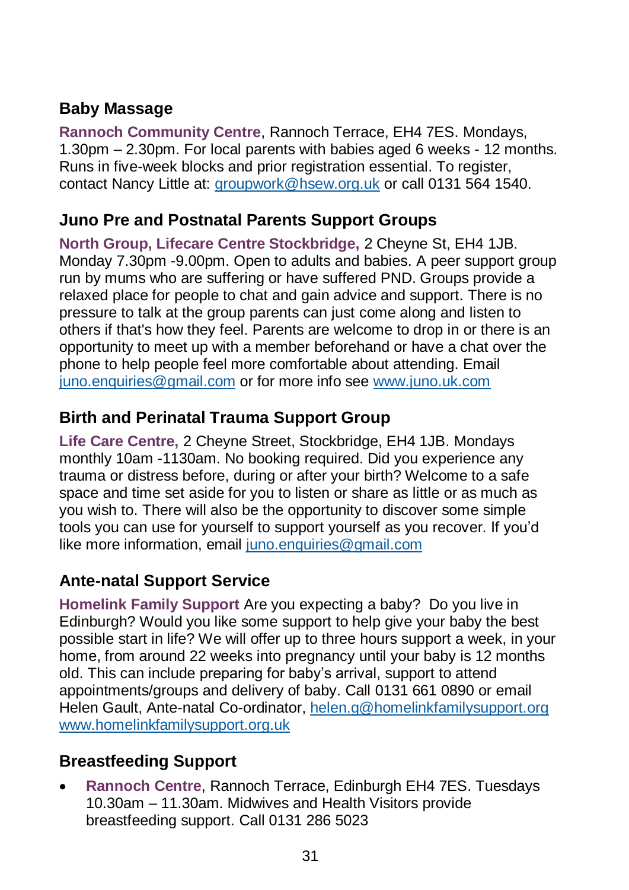## Baby Massage

**Rannoch Community Centre**, Rannoch Terrace, EH4 7ES. Mondays, 1.30pm – 2.30pm. For local parents with babies aged 6 weeks - 12 months. Runs in five-week blocks and prior registration essential. To register, contact Nancy Little at: groupwork@hsew.org.uk or call 0131 564 1540.

## Juno Pre and Postnatal Parents Support Groups

**North Group, Lifecare Centre Stockbridge,** 2 Cheyne St, EH4 1JB. Monday 7.30pm -9.00pm. Open to adults and babies. A peer support group run by mums who are suffering or have suffered PND. Groups provide a relaxed place for people to chat and gain advice and support. There is no pressure to talk at the group parents can just come along and listen to others if that's how they feel. Parents are welcome to drop in or there is an opportunity to meet up with a member beforehand or have a chat over the phone to help people feel more comfortable about attending. Email juno.enquiries@gmail.com or for more info see www.juno.uk.com

## Birth and Perinatal Trauma Support Group

**Life Care Centre,** 2 Cheyne Street, Stockbridge, EH4 1JB. Mondays monthly 10am -1130am. No booking required. Did you experience any trauma or distress before, during or after your birth? Welcome to a safe space and time set aside for you to listen or share as little or as much as you wish to. There will also be the opportunity to discover some simple tools you can use for yourself to support yourself as you recover. If you'd like more information, email juno.enquiries@gmail.com

## Ante-natal Support Service

**Homelink Family Support** Are you expecting a baby? Do you live in Edinburgh? Would you like some support to help give your baby the best possible start in life? We will offer up to three hours support a week, in your home, from around 22 weeks into pregnancy until your baby is 12 months old. This can include preparing for baby's arrival, support to attend appointments/groups and delivery of baby. Call 0131 661 0890 or email Helen Gault, Ante-natal Co-ordinator, helen.g@homelinkfamilysupport.org www.homelinkfamilysupport.org.uk

## Breastfeeding Support

- **Rannoch Centre**, Rannoch Terrace, Edinburgh EH4 7ES. Tuesdays 10.30am – 11.30am. Midwives and Health Visitors provide breastfeeding support. Call 0131 286 5023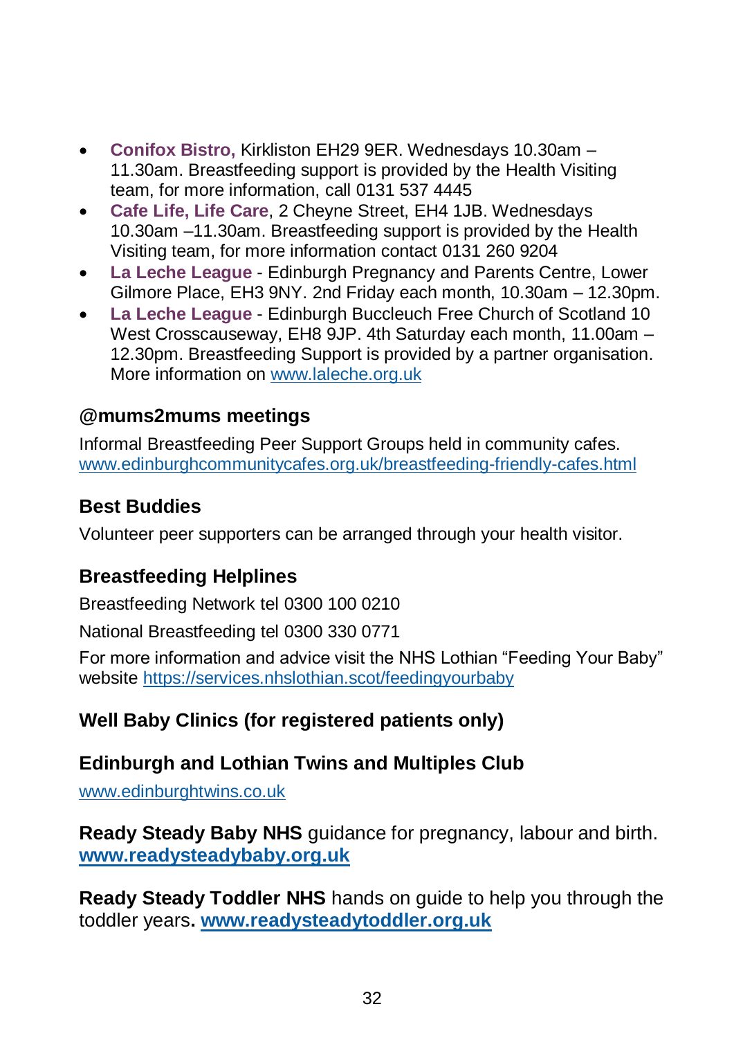- **Conifox Bistro,** Kirkliston EH29 9ER. Wednesdays 10.30am – 11.30am. Breastfeeding support is provided by the Health Visiting team, for more information, call 0131 537 4445
- **Cafe Life, Life Care**, 2 Cheyne Street, EH4 1JB. Wednesdays 10.30am –11.30am. Breastfeeding support is provided by the Health Visiting team, for more information contact 0131 260 9204
- **La Leche League** - Edinburgh Pregnancy and Parents Centre, Lower Gilmore Place, EH3 9NY. 2nd Friday each month, 10.30am – 12.30pm.
- **La Leche League** - Edinburgh Buccleuch Free Church of Scotland 10 West Crosscauseway, EH8 9JP. 4th Saturday each month, 11.00am – 12.30pm. Breastfeeding Support is provided by a partner organisation. More information on www.laleche.org.uk

### @mums2mums meetings

Informal Breastfeeding Peer Support Groups held in community cafes. www.edinburghcommunitycafes.org.uk/breastfeeding-friendly-cafes.html

### Best Buddies

Volunteer peer supporters can be arranged through your health visitor.

### Breastfeeding Helplines

Breastfeeding Network tel 0300 100 0210

National Breastfeeding tel 0300 330 0771

For more information and advice visit the NHS Lothian "Feeding Your Baby" website https://services.nhslothian.scot/feedingyourbaby

### Well Baby Clinics (for registered patients only)

### Edinburgh and Lothian Twins and Multiples Club

www.edinburghtwins.co.uk

**Ready Steady Baby NHS** guidance for pregnancy, labour and birth. **www.readysteadybaby.org.uk**

**Ready Steady Toddler NHS** hands on guide to help you through the toddler years**. www.readysteadytoddler.org.uk**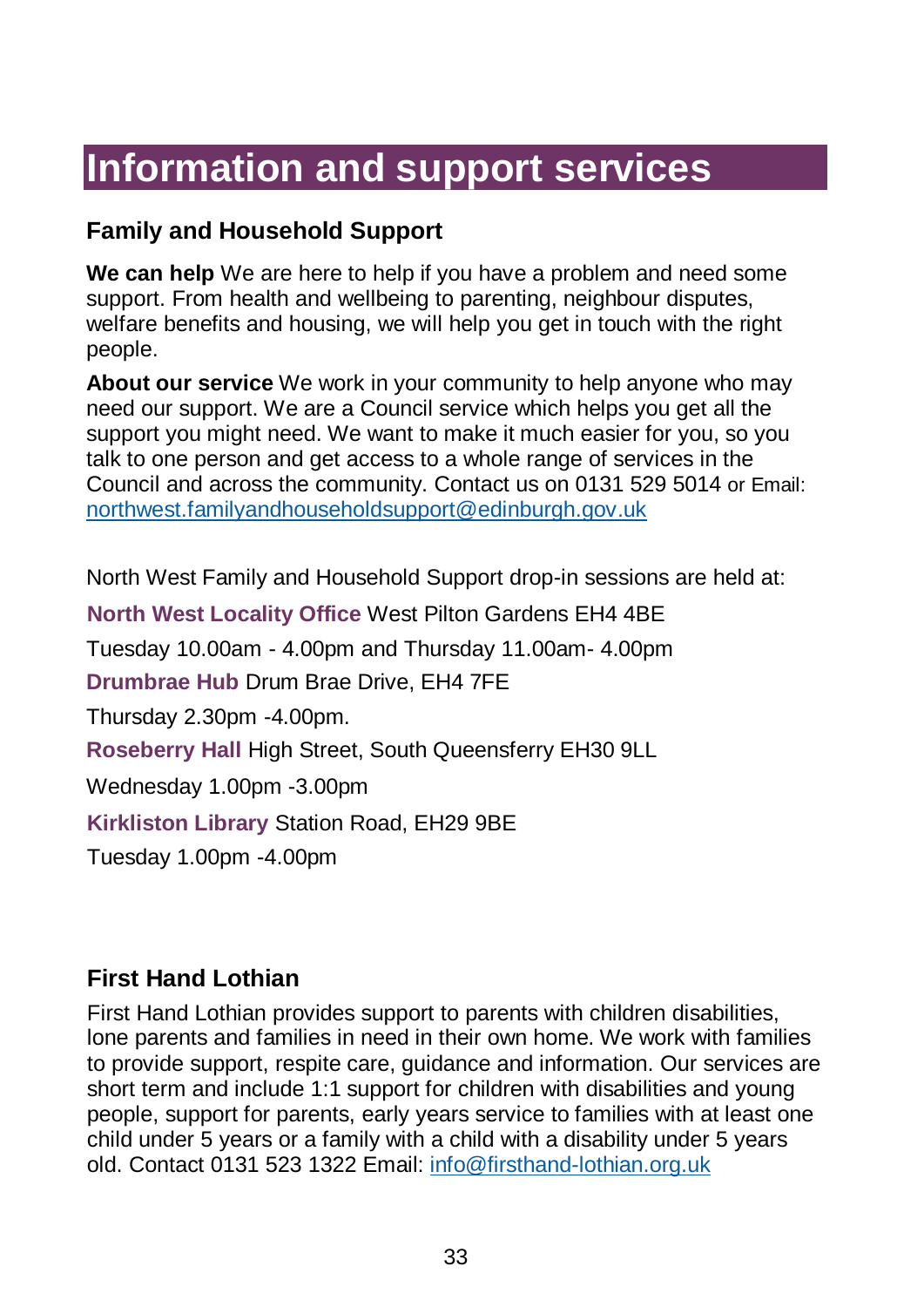# Information and support services

## Family and Household Support

**We can help** We are here to help if you have a problem and need some support. From health and wellbeing to parenting, neighbour disputes, welfare benefits and housing, we will help you get in touch with the right people.

**About our service** We work in your community to help anyone who may need our support. We are a Council service which helps you get all the support you might need. We want to make it much easier for you, so you talk to one person and get access to a whole range of services in the Council and across the community. Contact us on 0131 529 5014 or Email: northwest.familyandhouseholdsupport@edinburgh.gov.uk

North West Family and Household Support drop-in sessions are held at:

**North West Locality Office** West Pilton Gardens EH4 4BE

Tuesday 10.00am - 4.00pm and Thursday 11.00am- 4.00pm

**Drumbrae Hub** Drum Brae Drive, EH4 7FE

Thursday 2.30pm -4.00pm.

**Roseberry Hall** High Street, South Queensferry EH30 9LL

Wednesday 1.00pm -3.00pm

**Kirkliston Library** Station Road, EH29 9BE

Tuesday 1.00pm -4.00pm

## First Hand Lothian

First Hand Lothian provides support to parents with children disabilities, lone parents and families in need in their own home. We work with families to provide support, respite care, guidance and information. Our services are short term and include 1:1 support for children with disabilities and young people, support for parents, early years service to families with at least one child under 5 years or a family with a child with a disability under 5 years old. Contact 0131 523 1322 Email: info@firsthand-lothian.org.uk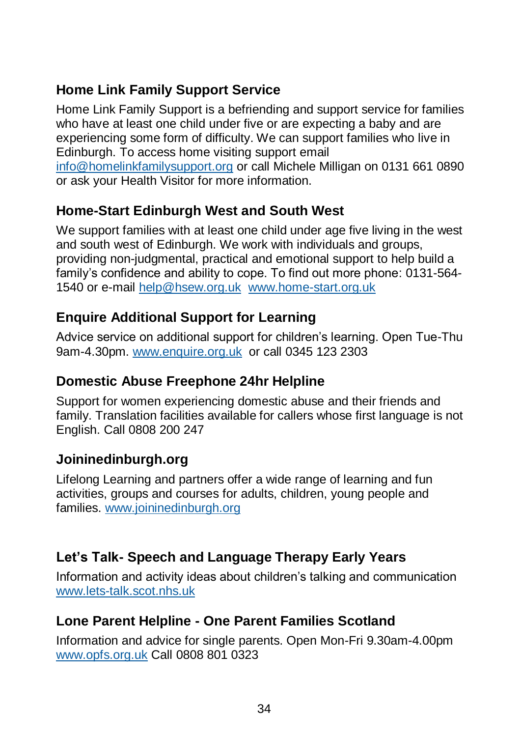## Home Link Family Support Service

Home Link Family Support is a befriending and support service for families who have at least one child under five or are expecting a baby and are experiencing some form of difficulty. We can support families who live in Edinburgh. To access home visiting support email info@homelinkfamilysupport.org or call Michele Milligan on 0131 661 0890 or ask your Health Visitor for more information.

## Home-Start Edinburgh West and South West

We support families with at least one child under age five living in the west and south west of Edinburgh. We work with individuals and groups, providing non-judgmental, practical and emotional support to help build a family's confidence and ability to cope. To find out more phone: 0131-564-1540 or e-mail help@hsew.org.uk www.home-start.org.uk

## Enquire Additional Support for Learning

Advice service on additional support for children's learning. Open Tue-Thu 9am-4.30pm. www.enquire.org.uk or call 0345 123 2303

## Domestic Abuse Freephone 24hr Helpline

Support for women experiencing domestic abuse and their friends and family. Translation facilities available for callers whose first language is not English. Call 0808 200 247

## Joininedinburgh.org

Lifelong Learning and partners offer a wide range of learning and fun activities, groups and courses for adults, children, young people and families. www.joininedinburgh.org

## Let's Talk- Speech and Language Therapy Early Years

Information and activity ideas about children's talking and communication www.lets-talk.scot.nhs.uk

## Lone Parent Helpline - One Parent Families Scotland

Information and advice for single parents. Open Mon-Fri 9.30am-4.00pm www.opfs.org.uk Call 0808 801 0323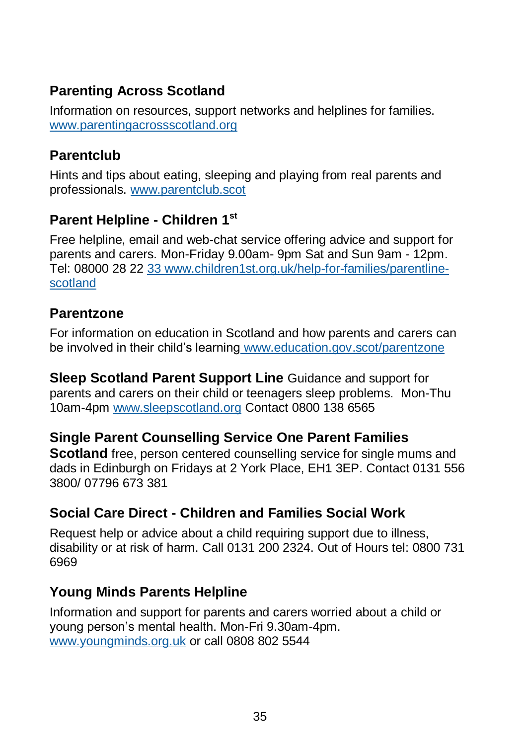### Parenting Across Scotland

Information on resources, support networks and helplines for families. www.parentingacrossscotland.org

### Parentclub

Hints and tips about eating, sleeping and playing from real parents and professionals. www.parentclub.scot

### Parent Helpline - Children 1st

Free helpline, email and web-chat service offering advice and support for parents and carers. Mon-Friday 9.00am- 9pm Sat and Sun 9am - 12pm. Tel: 08000 28 22 33 www.children1st.org.uk/help-for-families/parentline-scotland

### Parentzone

For information on education in Scotland and how parents and carers can be involved in their child's learning www.education.gov.scot/parentzone

**Sleep Scotland Parent Support Line** Guidance and support for parents and carers on their child or teenagers sleep problems. Mon-Thu 10am-4pm www.sleepscotland.org Contact 0800 138 6565

**Single Parent Counselling Service One Parent Families Scotland** free, person centered counselling service for single mums and dads in Edinburgh on Fridays at 2 York Place, EH1 3EP. Contact 0131 556 3800/ 07796 673 381

### Social Care Direct - Children and Families Social Work

Request help or advice about a child requiring support due to illness, disability or at risk of harm. Call 0131 200 2324. Out of Hours tel: 0800 731 6969

### Young Minds Parents Helpline

Information and support for parents and carers worried about a child or young person's mental health. Mon-Fri 9.30am-4pm. www.youngminds.org.uk or call 0808 802 5544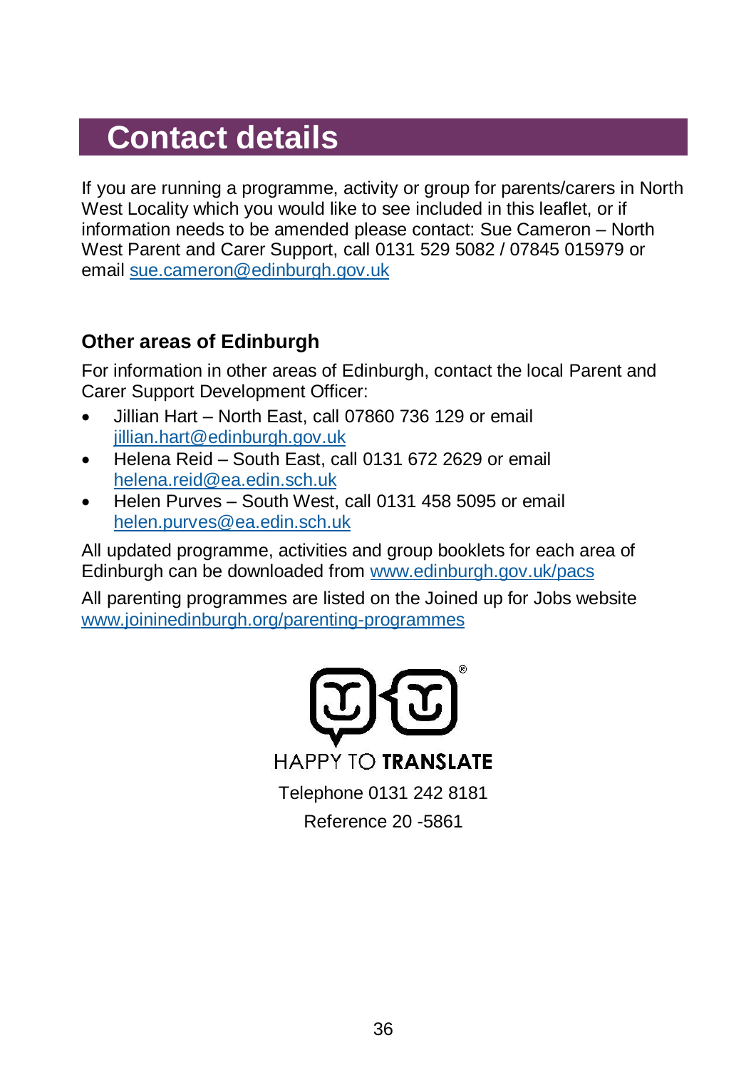# Contact details

If you are running a programme, activity or group for parents/carers in North West Locality which you would like to see included in this leaflet, or if information needs to be amended please contact: Sue Cameron – North West Parent and Carer Support, call 0131 529 5082 / 07845 015979 or email sue.cameron@edinburgh.gov.uk

### Other areas of Edinburgh

For information in other areas of Edinburgh, contact the local Parent and Carer Support Development Officer:

- Jillian Hart – North East, call 07860 736 129 or email jillian.hart@edinburgh.gov.uk
- Helena Reid – South East, call 0131 672 2629 or email helena.reid@ea.edin.sch.uk
- Helen Purves – South West, call 0131 458 5095 or email helen.purves@ea.edin.sch.uk

All updated programme, activities and group booklets for each area of Edinburgh can be downloaded from www.edinburgh.gov.uk/pacs

All parenting programmes are listed on the Joined up for Jobs website www.joininedinburgh.org/parenting-programmes

HAPPY TO **TRANSLATE**

Telephone 0131 242 8181

Reference 20 -5861